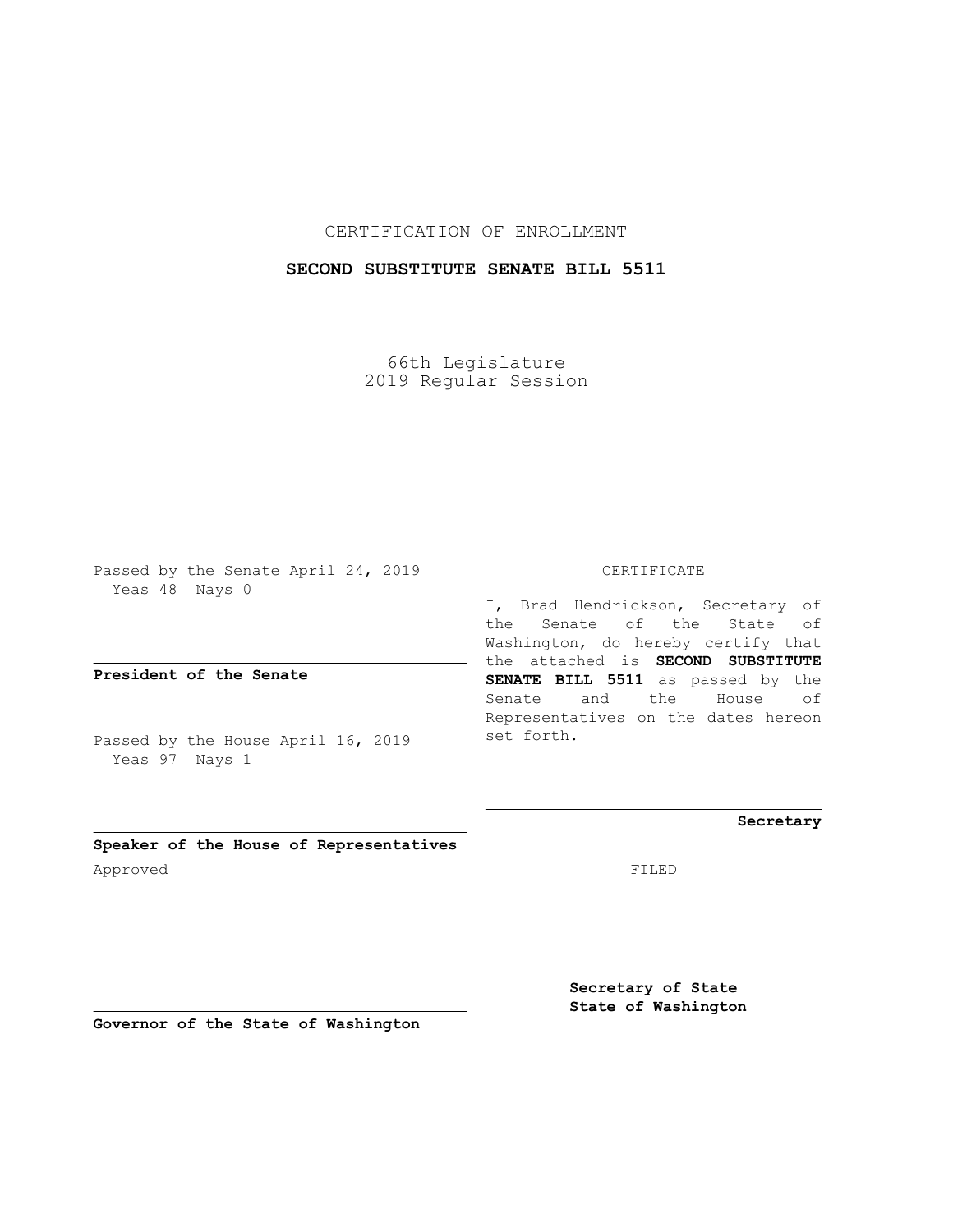CERTIFICATION OF ENROLLMENT

**SECOND SUBSTITUTE SENATE BILL 5511**

66th Legislature
2019 Regular Session

Passed by the Senate April 24, 2019
Yeas 48 Nays 0

**President of the Senate**

Passed by the House April 16, 2019
Yeas 97 Nays 1

**Speaker of the House of Representatives**

Approved

**Governor of the State of Washington**

CERTIFICATE

I, Brad Hendrickson, Secretary of the Senate of the State of Washington, do hereby certify that the attached is **SECOND SUBSTITUTE SENATE BILL 5511** as passed by the Senate and the House of Representatives on the dates hereon set forth.

**Secretary**

FILED

**Secretary of State**
**State of Washington**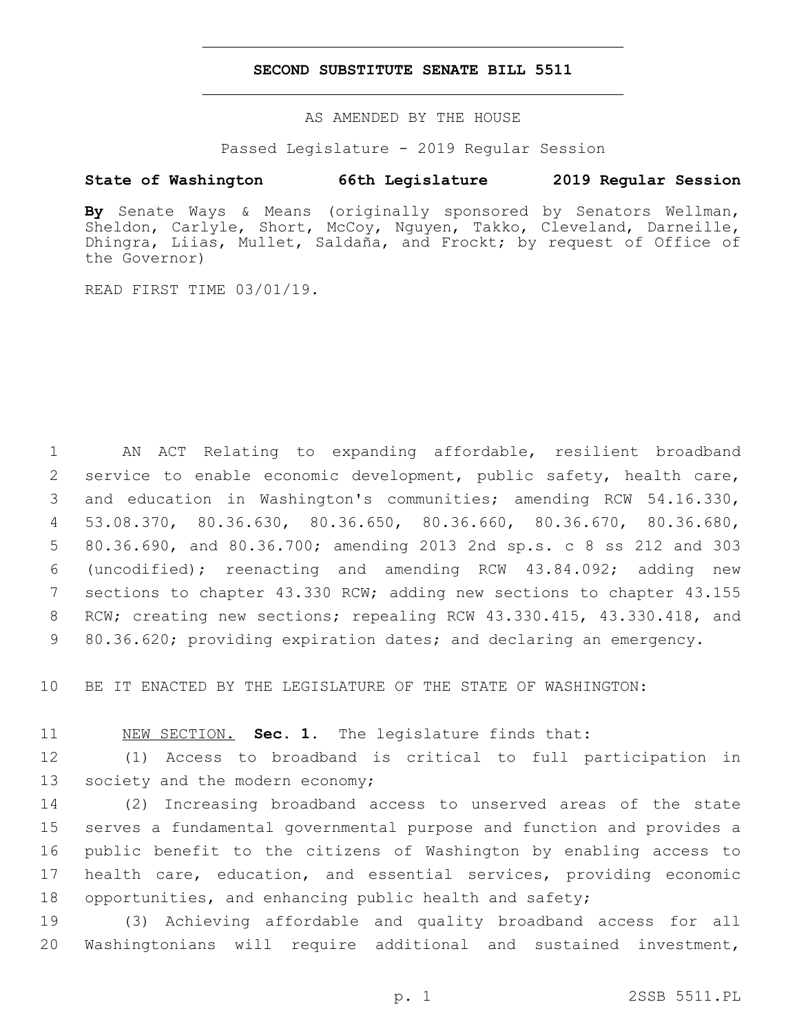# SECOND SUBSTITUTE SENATE BILL 5511

AS AMENDED BY THE HOUSE

Passed Legislature - 2019 Regular Session

**State of Washington 66th Legislature 2019 Regular Session**

**By** Senate Ways & Means (originally sponsored by Senators Wellman, Sheldon, Carlyle, Short, McCoy, Nguyen, Takko, Cleveland, Darneille, Dhingra, Liias, Mullet, Saldaña, and Frockt; by request of Office of the Governor)

READ FIRST TIME 03/01/19.

1 AN ACT Relating to expanding affordable, resilient broadband
2 service to enable economic development, public safety, health care,
3 and education in Washington's communities; amending RCW 54.16.330,
4 53.08.370, 80.36.630, 80.36.650, 80.36.660, 80.36.670, 80.36.680,
5 80.36.690, and 80.36.700; amending 2013 2nd sp.s. c 8 ss 212 and 303
6 (uncodified); reenacting and amending RCW 43.84.092; adding new
7 sections to chapter 43.330 RCW; adding new sections to chapter 43.155
8 RCW; creating new sections; repealing RCW 43.330.415, 43.330.418, and
9 80.36.620; providing expiration dates; and declaring an emergency.

10 BE IT ENACTED BY THE LEGISLATURE OF THE STATE OF WASHINGTON:

11 NEW SECTION. **Sec. 1.** The legislature finds that:
12 (1) Access to broadband is critical to full participation in
13 society and the modern economy;
14 (2) Increasing broadband access to unserved areas of the state
15 serves a fundamental governmental purpose and function and provides a
16 public benefit to the citizens of Washington by enabling access to
17 health care, education, and essential services, providing economic
18 opportunities, and enhancing public health and safety;
19 (3) Achieving affordable and quality broadband access for all
20 Washingtonians will require additional and sustained investment,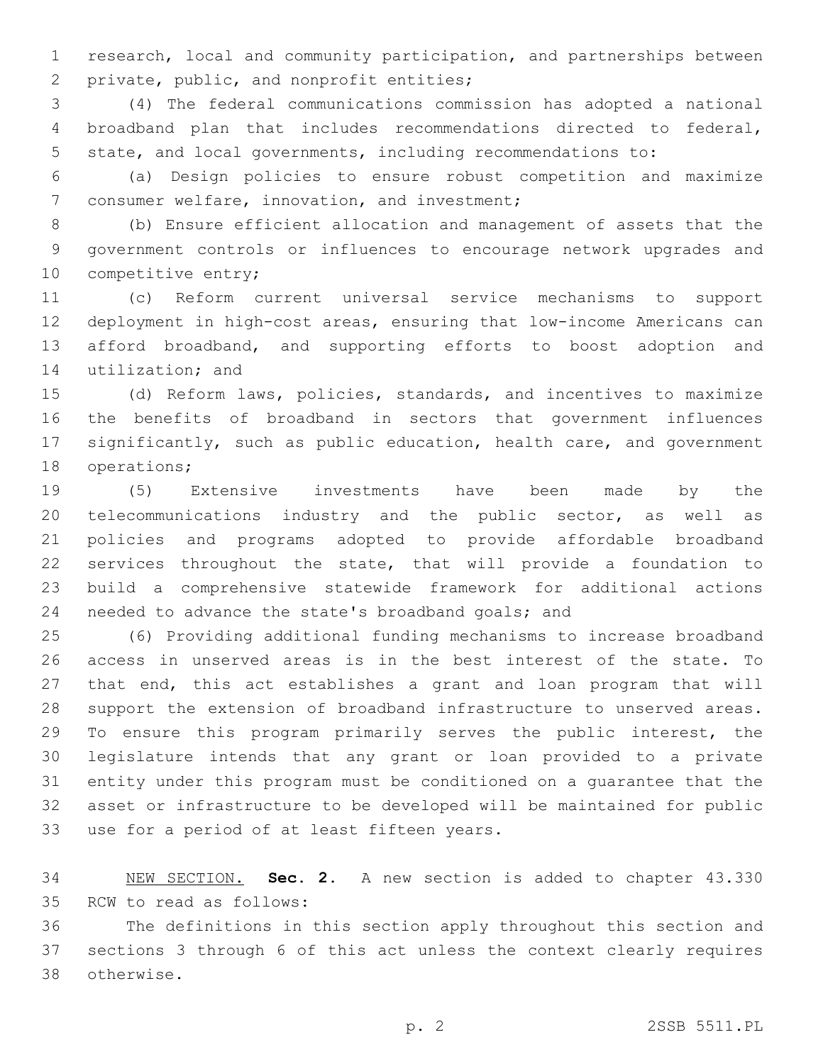research, local and community participation, and partnerships between private, public, and nonprofit entities;

(4) The federal communications commission has adopted a national broadband plan that includes recommendations directed to federal, state, and local governments, including recommendations to:

(a) Design policies to ensure robust competition and maximize consumer welfare, innovation, and investment;

(b) Ensure efficient allocation and management of assets that the government controls or influences to encourage network upgrades and competitive entry;

(c) Reform current universal service mechanisms to support deployment in high-cost areas, ensuring that low-income Americans can afford broadband, and supporting efforts to boost adoption and utilization; and

(d) Reform laws, policies, standards, and incentives to maximize the benefits of broadband in sectors that government influences significantly, such as public education, health care, and government operations;

(5) Extensive investments have been made by the telecommunications industry and the public sector, as well as policies and programs adopted to provide affordable broadband services throughout the state, that will provide a foundation to build a comprehensive statewide framework for additional actions needed to advance the state's broadband goals; and

(6) Providing additional funding mechanisms to increase broadband access in unserved areas is in the best interest of the state. To that end, this act establishes a grant and loan program that will support the extension of broadband infrastructure to unserved areas. To ensure this program primarily serves the public interest, the legislature intends that any grant or loan provided to a private entity under this program must be conditioned on a guarantee that the asset or infrastructure to be developed will be maintained for public use for a period of at least fifteen years.

NEW SECTION. **Sec. 2.** A new section is added to chapter 43.330 RCW to read as follows:

The definitions in this section apply throughout this section and sections 3 through 6 of this act unless the context clearly requires otherwise.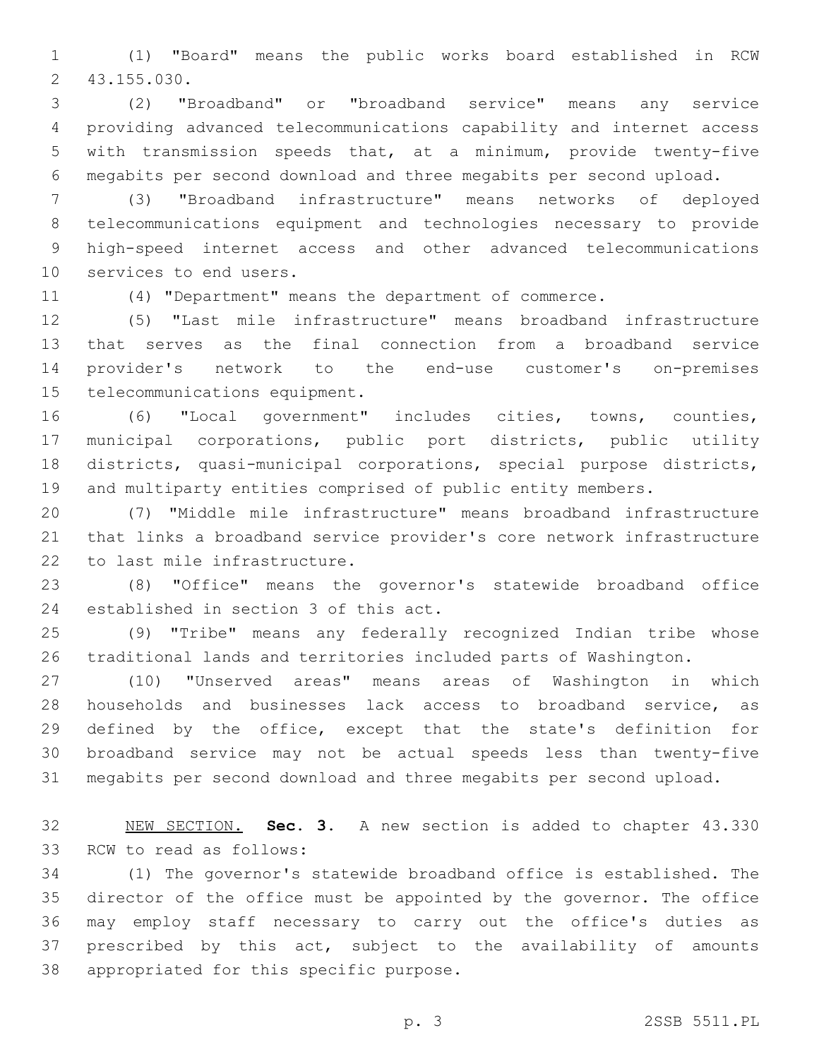(1) "Board" means the public works board established in RCW 43.155.030.

(2) "Broadband" or "broadband service" means any service providing advanced telecommunications capability and internet access with transmission speeds that, at a minimum, provide twenty-five megabits per second download and three megabits per second upload.

(3) "Broadband infrastructure" means networks of deployed telecommunications equipment and technologies necessary to provide high-speed internet access and other advanced telecommunications services to end users.

(4) "Department" means the department of commerce.

(5) "Last mile infrastructure" means broadband infrastructure that serves as the final connection from a broadband service provider's network to the end-use customer's on-premises telecommunications equipment.

(6) "Local government" includes cities, towns, counties, municipal corporations, public port districts, public utility districts, quasi-municipal corporations, special purpose districts, and multiparty entities comprised of public entity members.

(7) "Middle mile infrastructure" means broadband infrastructure that links a broadband service provider's core network infrastructure to last mile infrastructure.

(8) "Office" means the governor's statewide broadband office established in section 3 of this act.

(9) "Tribe" means any federally recognized Indian tribe whose traditional lands and territories included parts of Washington.

(10) "Unserved areas" means areas of Washington in which households and businesses lack access to broadband service, as defined by the office, except that the state's definition for broadband service may not be actual speeds less than twenty-five megabits per second download and three megabits per second upload.

NEW SECTION. **Sec. 3.** A new section is added to chapter 43.330 RCW to read as follows:

(1) The governor's statewide broadband office is established. The director of the office must be appointed by the governor. The office may employ staff necessary to carry out the office's duties as prescribed by this act, subject to the availability of amounts appropriated for this specific purpose.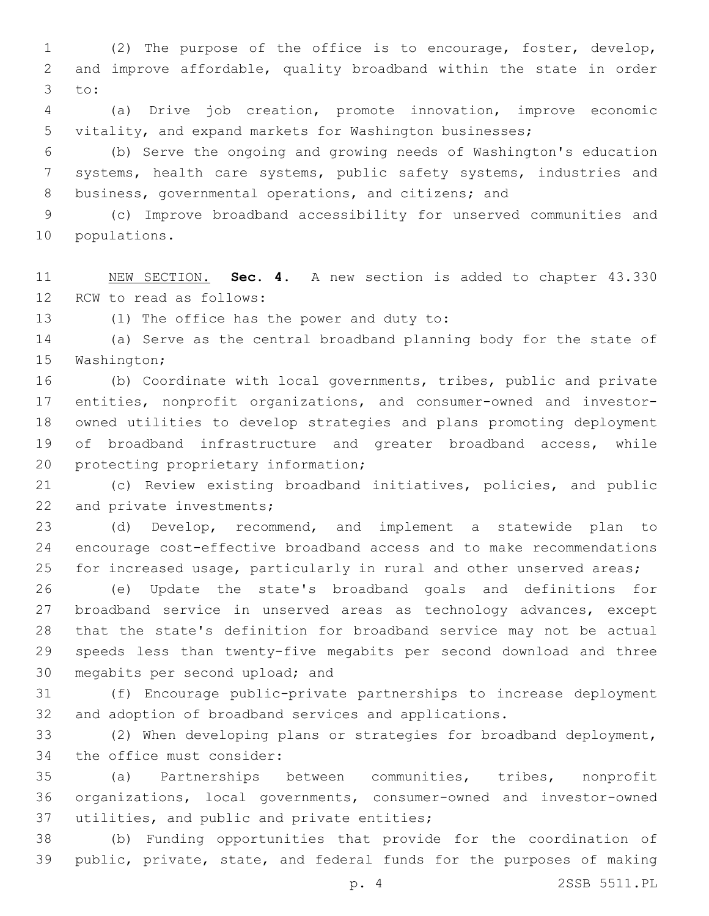(2) The purpose of the office is to encourage, foster, develop, and improve affordable, quality broadband within the state in order to:

(a) Drive job creation, promote innovation, improve economic vitality, and expand markets for Washington businesses;

(b) Serve the ongoing and growing needs of Washington's education systems, health care systems, public safety systems, industries and business, governmental operations, and citizens; and

(c) Improve broadband accessibility for unserved communities and populations.

NEW SECTION. **Sec. 4.** A new section is added to chapter 43.330 RCW to read as follows:

(1) The office has the power and duty to:

(a) Serve as the central broadband planning body for the state of Washington;

(b) Coordinate with local governments, tribes, public and private entities, nonprofit organizations, and consumer-owned and investor-owned utilities to develop strategies and plans promoting deployment of broadband infrastructure and greater broadband access, while protecting proprietary information;

(c) Review existing broadband initiatives, policies, and public and private investments;

(d) Develop, recommend, and implement a statewide plan to encourage cost-effective broadband access and to make recommendations for increased usage, particularly in rural and other unserved areas;

(e) Update the state's broadband goals and definitions for broadband service in unserved areas as technology advances, except that the state's definition for broadband service may not be actual speeds less than twenty-five megabits per second download and three megabits per second upload; and

(f) Encourage public-private partnerships to increase deployment and adoption of broadband services and applications.

(2) When developing plans or strategies for broadband deployment, the office must consider:

(a) Partnerships between communities, tribes, nonprofit organizations, local governments, consumer-owned and investor-owned utilities, and public and private entities;

(b) Funding opportunities that provide for the coordination of public, private, state, and federal funds for the purposes of making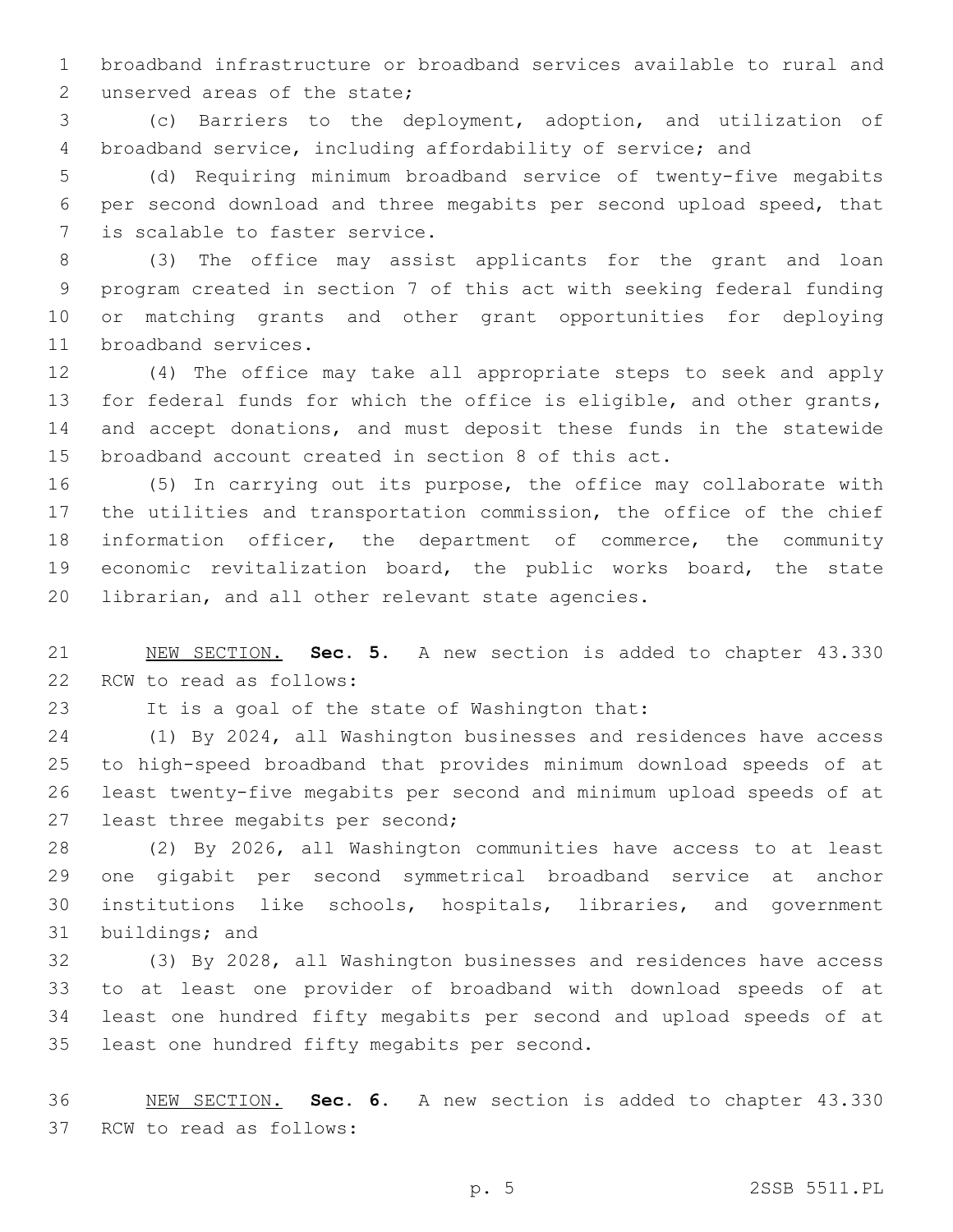broadband infrastructure or broadband services available to rural and unserved areas of the state;

(c) Barriers to the deployment, adoption, and utilization of broadband service, including affordability of service; and

(d) Requiring minimum broadband service of twenty-five megabits per second download and three megabits per second upload speed, that is scalable to faster service.

(3) The office may assist applicants for the grant and loan program created in section 7 of this act with seeking federal funding or matching grants and other grant opportunities for deploying broadband services.

(4) The office may take all appropriate steps to seek and apply for federal funds for which the office is eligible, and other grants, and accept donations, and must deposit these funds in the statewide broadband account created in section 8 of this act.

(5) In carrying out its purpose, the office may collaborate with the utilities and transportation commission, the office of the chief information officer, the department of commerce, the community economic revitalization board, the public works board, the state librarian, and all other relevant state agencies.

NEW SECTION. **Sec. 5.** A new section is added to chapter 43.330 RCW to read as follows:

It is a goal of the state of Washington that:

(1) By 2024, all Washington businesses and residences have access to high-speed broadband that provides minimum download speeds of at least twenty-five megabits per second and minimum upload speeds of at least three megabits per second;

(2) By 2026, all Washington communities have access to at least one gigabit per second symmetrical broadband service at anchor institutions like schools, hospitals, libraries, and government buildings; and

(3) By 2028, all Washington businesses and residences have access to at least one provider of broadband with download speeds of at least one hundred fifty megabits per second and upload speeds of at least one hundred fifty megabits per second.

NEW SECTION. **Sec. 6.** A new section is added to chapter 43.330 RCW to read as follows: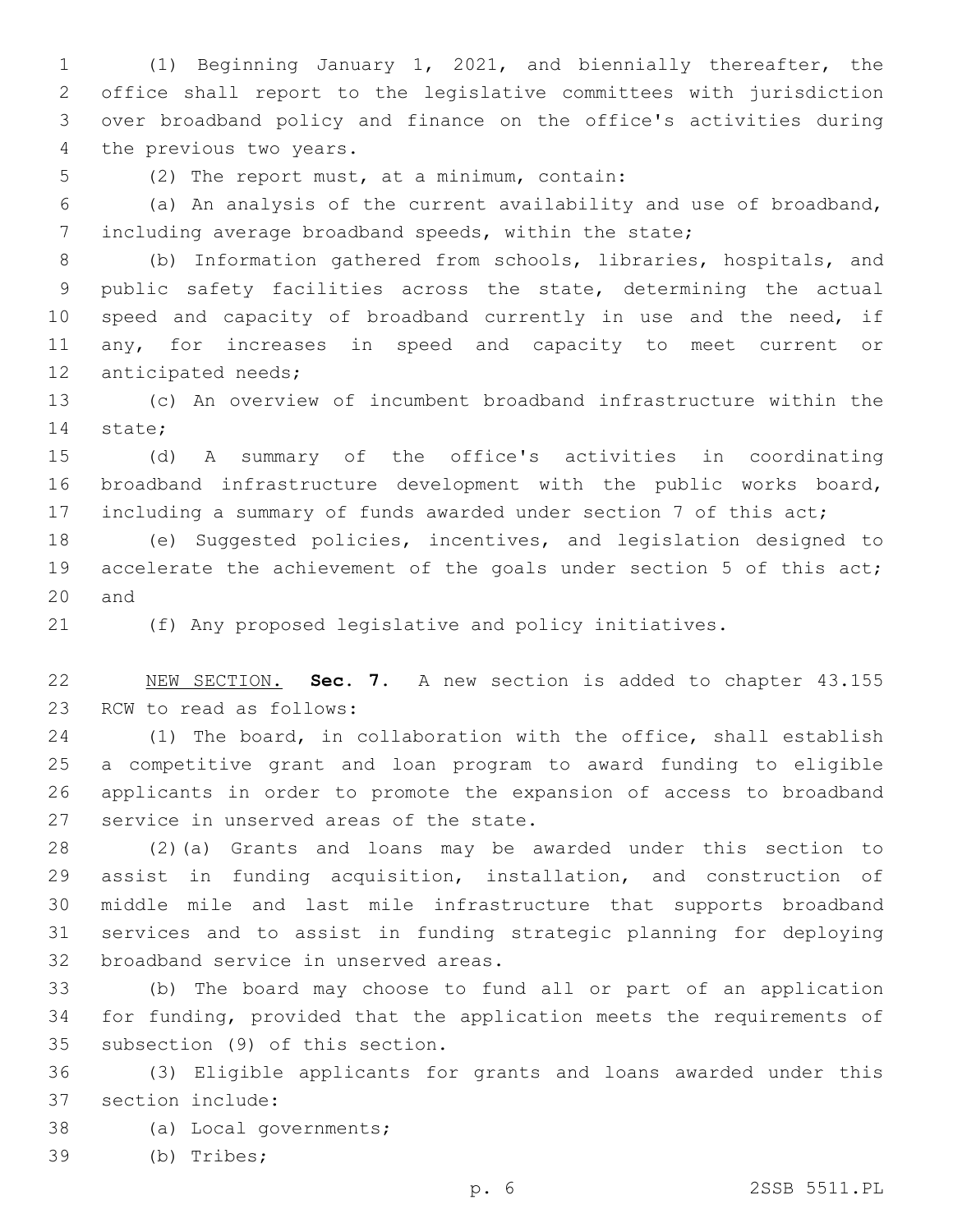(1) Beginning January 1, 2021, and biennially thereafter, the office shall report to the legislative committees with jurisdiction over broadband policy and finance on the office's activities during the previous two years.

(2) The report must, at a minimum, contain:

(a) An analysis of the current availability and use of broadband, including average broadband speeds, within the state;

(b) Information gathered from schools, libraries, hospitals, and public safety facilities across the state, determining the actual speed and capacity of broadband currently in use and the need, if any, for increases in speed and capacity to meet current or anticipated needs;

(c) An overview of incumbent broadband infrastructure within the state;

(d) A summary of the office's activities in coordinating broadband infrastructure development with the public works board, including a summary of funds awarded under section 7 of this act;

(e) Suggested policies, incentives, and legislation designed to accelerate the achievement of the goals under section 5 of this act; and

(f) Any proposed legislative and policy initiatives.

NEW SECTION. **Sec. 7.** A new section is added to chapter 43.155 RCW to read as follows:

(1) The board, in collaboration with the office, shall establish a competitive grant and loan program to award funding to eligible applicants in order to promote the expansion of access to broadband service in unserved areas of the state.

(2)(a) Grants and loans may be awarded under this section to assist in funding acquisition, installation, and construction of middle mile and last mile infrastructure that supports broadband services and to assist in funding strategic planning for deploying broadband service in unserved areas.

(b) The board may choose to fund all or part of an application for funding, provided that the application meets the requirements of subsection (9) of this section.

(3) Eligible applicants for grants and loans awarded under this section include:

(a) Local governments;

(b) Tribes;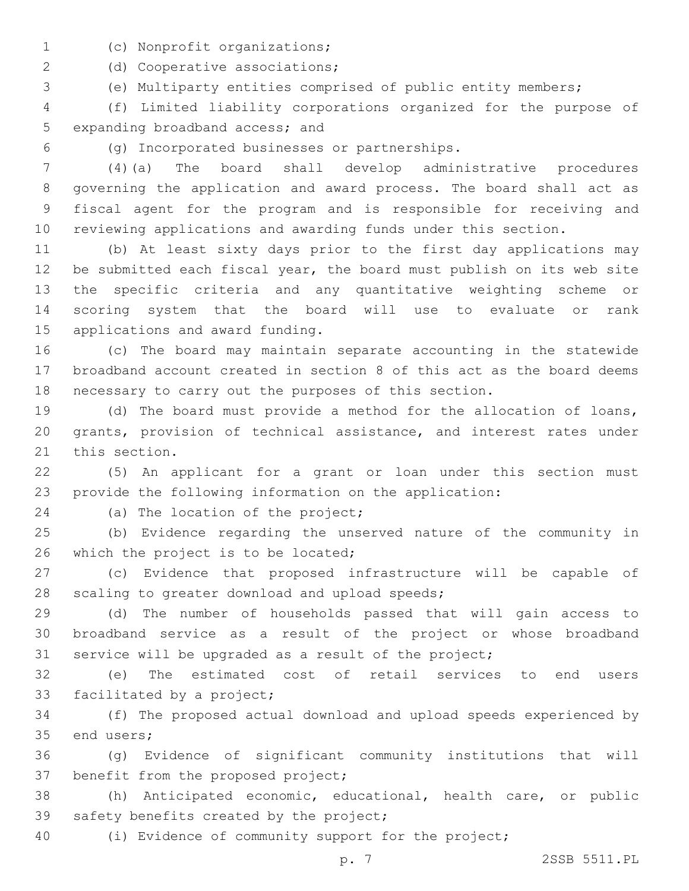(c) Nonprofit organizations;

(d) Cooperative associations;

(e) Multiparty entities comprised of public entity members;

(f) Limited liability corporations organized for the purpose of expanding broadband access; and

(g) Incorporated businesses or partnerships.

(4)(a) The board shall develop administrative procedures governing the application and award process. The board shall act as fiscal agent for the program and is responsible for receiving and reviewing applications and awarding funds under this section.

(b) At least sixty days prior to the first day applications may be submitted each fiscal year, the board must publish on its web site the specific criteria and any quantitative weighting scheme or scoring system that the board will use to evaluate or rank applications and award funding.

(c) The board may maintain separate accounting in the statewide broadband account created in section 8 of this act as the board deems necessary to carry out the purposes of this section.

(d) The board must provide a method for the allocation of loans, grants, provision of technical assistance, and interest rates under this section.

(5) An applicant for a grant or loan under this section must provide the following information on the application:

(a) The location of the project;

(b) Evidence regarding the unserved nature of the community in which the project is to be located;

(c) Evidence that proposed infrastructure will be capable of scaling to greater download and upload speeds;

(d) The number of households passed that will gain access to broadband service as a result of the project or whose broadband service will be upgraded as a result of the project;

(e) The estimated cost of retail services to end users facilitated by a project;

(f) The proposed actual download and upload speeds experienced by end users;

(g) Evidence of significant community institutions that will benefit from the proposed project;

(h) Anticipated economic, educational, health care, or public safety benefits created by the project;

(i) Evidence of community support for the project;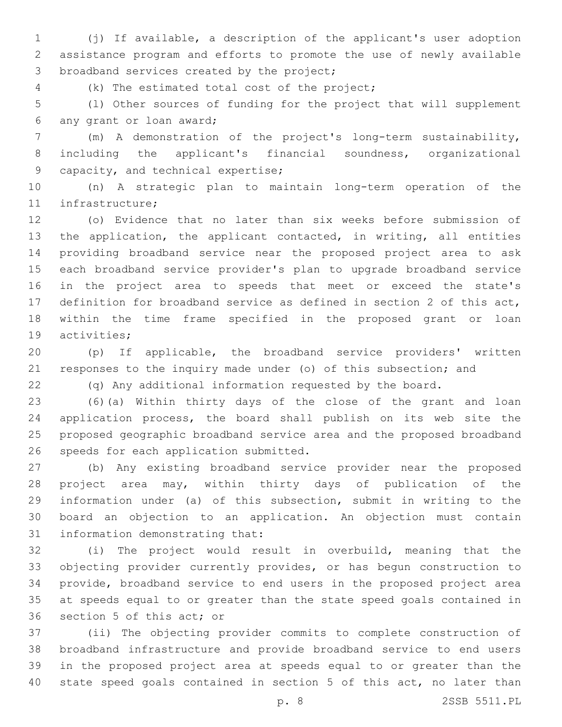(j) If available, a description of the applicant's user adoption assistance program and efforts to promote the use of newly available broadband services created by the project;

(k) The estimated total cost of the project;

(l) Other sources of funding for the project that will supplement any grant or loan award;

(m) A demonstration of the project's long-term sustainability, including the applicant's financial soundness, organizational capacity, and technical expertise;

(n) A strategic plan to maintain long-term operation of the infrastructure;

(o) Evidence that no later than six weeks before submission of the application, the applicant contacted, in writing, all entities providing broadband service near the proposed project area to ask each broadband service provider's plan to upgrade broadband service in the project area to speeds that meet or exceed the state's definition for broadband service as defined in section 2 of this act, within the time frame specified in the proposed grant or loan activities;

(p) If applicable, the broadband service providers' written responses to the inquiry made under (o) of this subsection; and

(q) Any additional information requested by the board.

(6)(a) Within thirty days of the close of the grant and loan application process, the board shall publish on its web site the proposed geographic broadband service area and the proposed broadband speeds for each application submitted.

(b) Any existing broadband service provider near the proposed project area may, within thirty days of publication of the information under (a) of this subsection, submit in writing to the board an objection to an application. An objection must contain information demonstrating that:

(i) The project would result in overbuild, meaning that the objecting provider currently provides, or has begun construction to provide, broadband service to end users in the proposed project area at speeds equal to or greater than the state speed goals contained in section 5 of this act; or

(ii) The objecting provider commits to complete construction of broadband infrastructure and provide broadband service to end users in the proposed project area at speeds equal to or greater than the state speed goals contained in section 5 of this act, no later than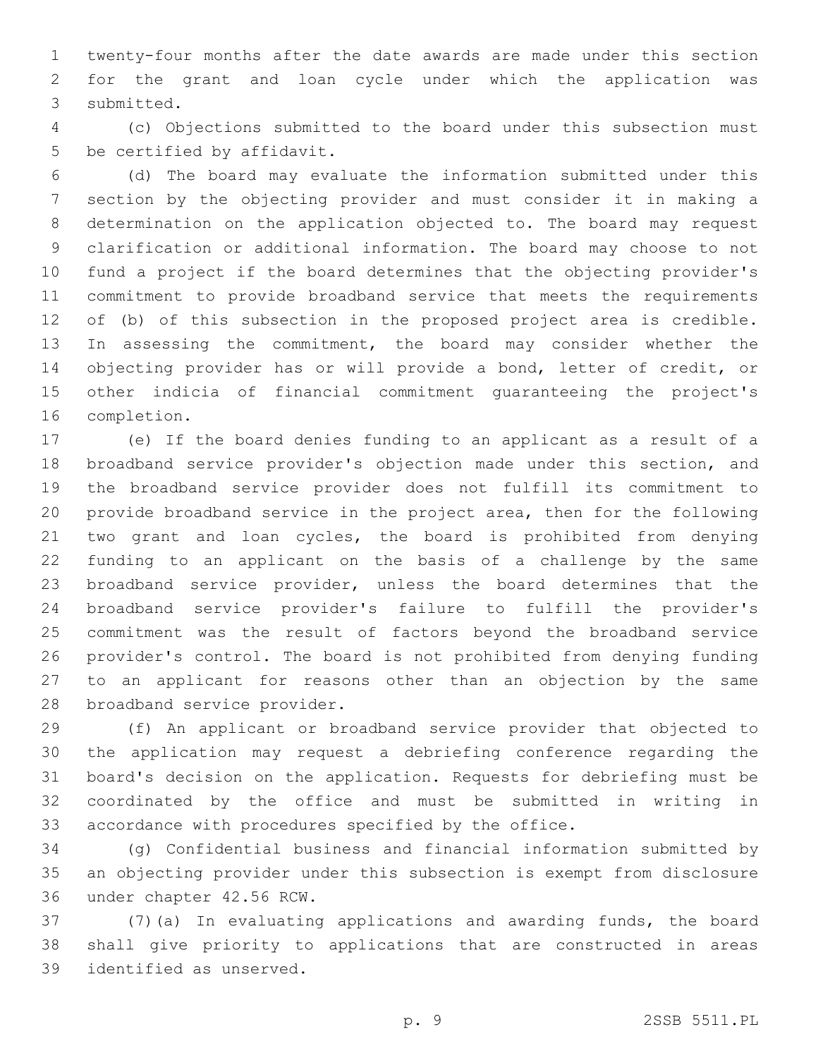twenty-four months after the date awards are made under this section for the grant and loan cycle under which the application was submitted.

(c) Objections submitted to the board under this subsection must be certified by affidavit.

(d) The board may evaluate the information submitted under this section by the objecting provider and must consider it in making a determination on the application objected to. The board may request clarification or additional information. The board may choose to not fund a project if the board determines that the objecting provider's commitment to provide broadband service that meets the requirements of (b) of this subsection in the proposed project area is credible. In assessing the commitment, the board may consider whether the objecting provider has or will provide a bond, letter of credit, or other indicia of financial commitment guaranteeing the project's completion.

(e) If the board denies funding to an applicant as a result of a broadband service provider's objection made under this section, and the broadband service provider does not fulfill its commitment to provide broadband service in the project area, then for the following two grant and loan cycles, the board is prohibited from denying funding to an applicant on the basis of a challenge by the same broadband service provider, unless the board determines that the broadband service provider's failure to fulfill the provider's commitment was the result of factors beyond the broadband service provider's control. The board is not prohibited from denying funding to an applicant for reasons other than an objection by the same broadband service provider.

(f) An applicant or broadband service provider that objected to the application may request a debriefing conference regarding the board's decision on the application. Requests for debriefing must be coordinated by the office and must be submitted in writing in accordance with procedures specified by the office.

(g) Confidential business and financial information submitted by an objecting provider under this subsection is exempt from disclosure under chapter 42.56 RCW.

(7)(a) In evaluating applications and awarding funds, the board shall give priority to applications that are constructed in areas identified as unserved.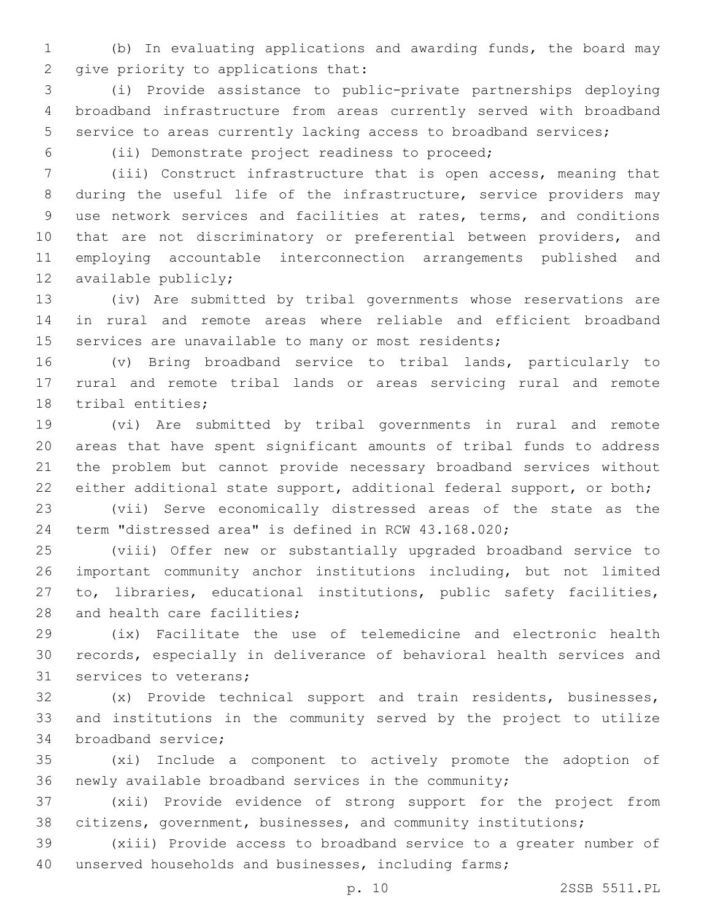(b) In evaluating applications and awarding funds, the board may give priority to applications that:

(i) Provide assistance to public-private partnerships deploying broadband infrastructure from areas currently served with broadband service to areas currently lacking access to broadband services;

(ii) Demonstrate project readiness to proceed;

(iii) Construct infrastructure that is open access, meaning that during the useful life of the infrastructure, service providers may use network services and facilities at rates, terms, and conditions that are not discriminatory or preferential between providers, and employing accountable interconnection arrangements published and available publicly;

(iv) Are submitted by tribal governments whose reservations are in rural and remote areas where reliable and efficient broadband services are unavailable to many or most residents;

(v) Bring broadband service to tribal lands, particularly to rural and remote tribal lands or areas servicing rural and remote tribal entities;

(vi) Are submitted by tribal governments in rural and remote areas that have spent significant amounts of tribal funds to address the problem but cannot provide necessary broadband services without either additional state support, additional federal support, or both;

(vii) Serve economically distressed areas of the state as the term "distressed area" is defined in RCW 43.168.020;

(viii) Offer new or substantially upgraded broadband service to important community anchor institutions including, but not limited to, libraries, educational institutions, public safety facilities, and health care facilities;

(ix) Facilitate the use of telemedicine and electronic health records, especially in deliverance of behavioral health services and services to veterans;

(x) Provide technical support and train residents, businesses, and institutions in the community served by the project to utilize broadband service;

(xi) Include a component to actively promote the adoption of newly available broadband services in the community;

(xii) Provide evidence of strong support for the project from citizens, government, businesses, and community institutions;

(xiii) Provide access to broadband service to a greater number of unserved households and businesses, including farms;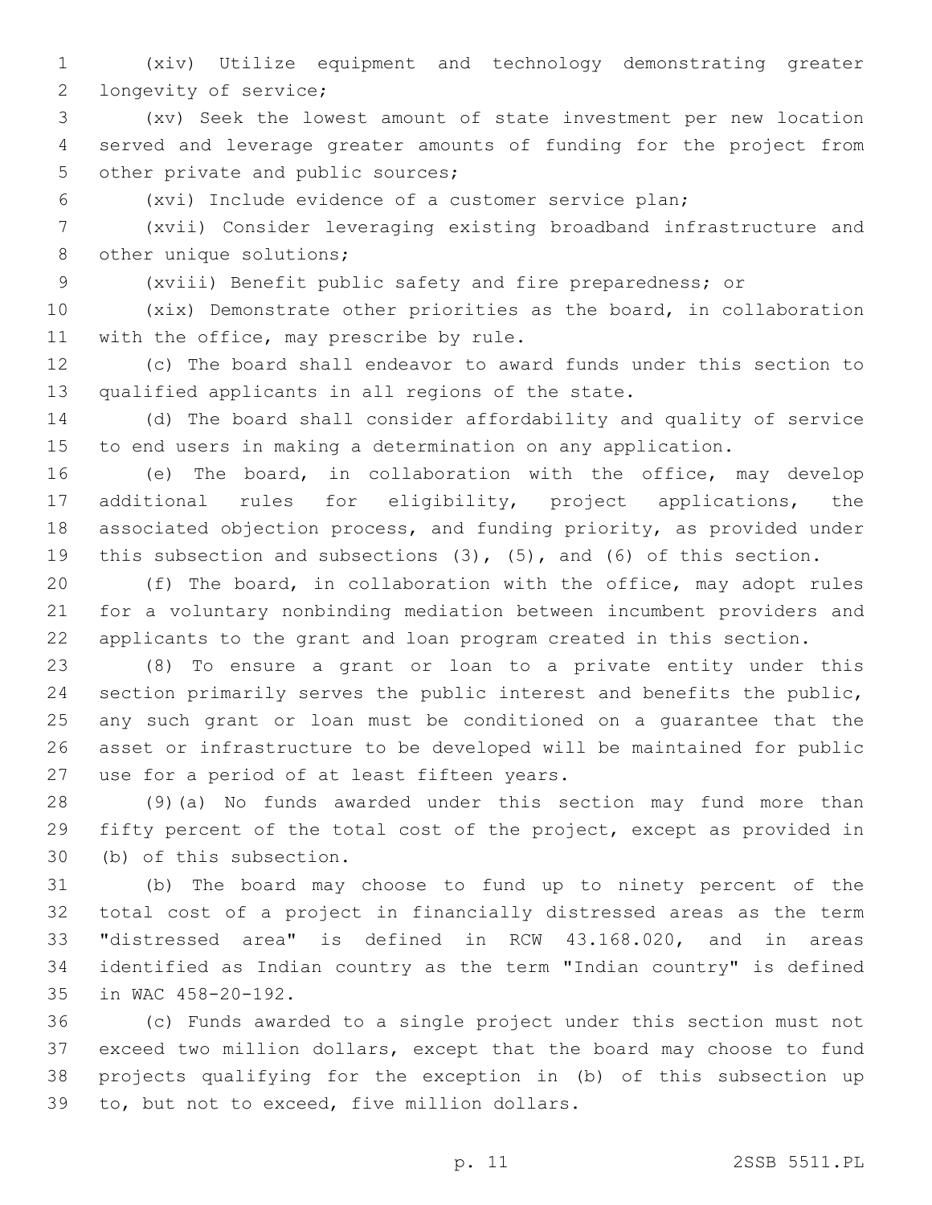(xiv) Utilize equipment and technology demonstrating greater longevity of service;

(xv) Seek the lowest amount of state investment per new location served and leverage greater amounts of funding for the project from other private and public sources;

(xvi) Include evidence of a customer service plan;

(xvii) Consider leveraging existing broadband infrastructure and other unique solutions;

(xviii) Benefit public safety and fire preparedness; or

(xix) Demonstrate other priorities as the board, in collaboration with the office, may prescribe by rule.

(c) The board shall endeavor to award funds under this section to qualified applicants in all regions of the state.

(d) The board shall consider affordability and quality of service to end users in making a determination on any application.

(e) The board, in collaboration with the office, may develop additional rules for eligibility, project applications, the associated objection process, and funding priority, as provided under this subsection and subsections (3), (5), and (6) of this section.

(f) The board, in collaboration with the office, may adopt rules for a voluntary nonbinding mediation between incumbent providers and applicants to the grant and loan program created in this section.

(8) To ensure a grant or loan to a private entity under this section primarily serves the public interest and benefits the public, any such grant or loan must be conditioned on a guarantee that the asset or infrastructure to be developed will be maintained for public use for a period of at least fifteen years.

(9)(a) No funds awarded under this section may fund more than fifty percent of the total cost of the project, except as provided in (b) of this subsection.

(b) The board may choose to fund up to ninety percent of the total cost of a project in financially distressed areas as the term "distressed area" is defined in RCW 43.168.020, and in areas identified as Indian country as the term "Indian country" is defined in WAC 458-20-192.

(c) Funds awarded to a single project under this section must not exceed two million dollars, except that the board may choose to fund projects qualifying for the exception in (b) of this subsection up to, but not to exceed, five million dollars.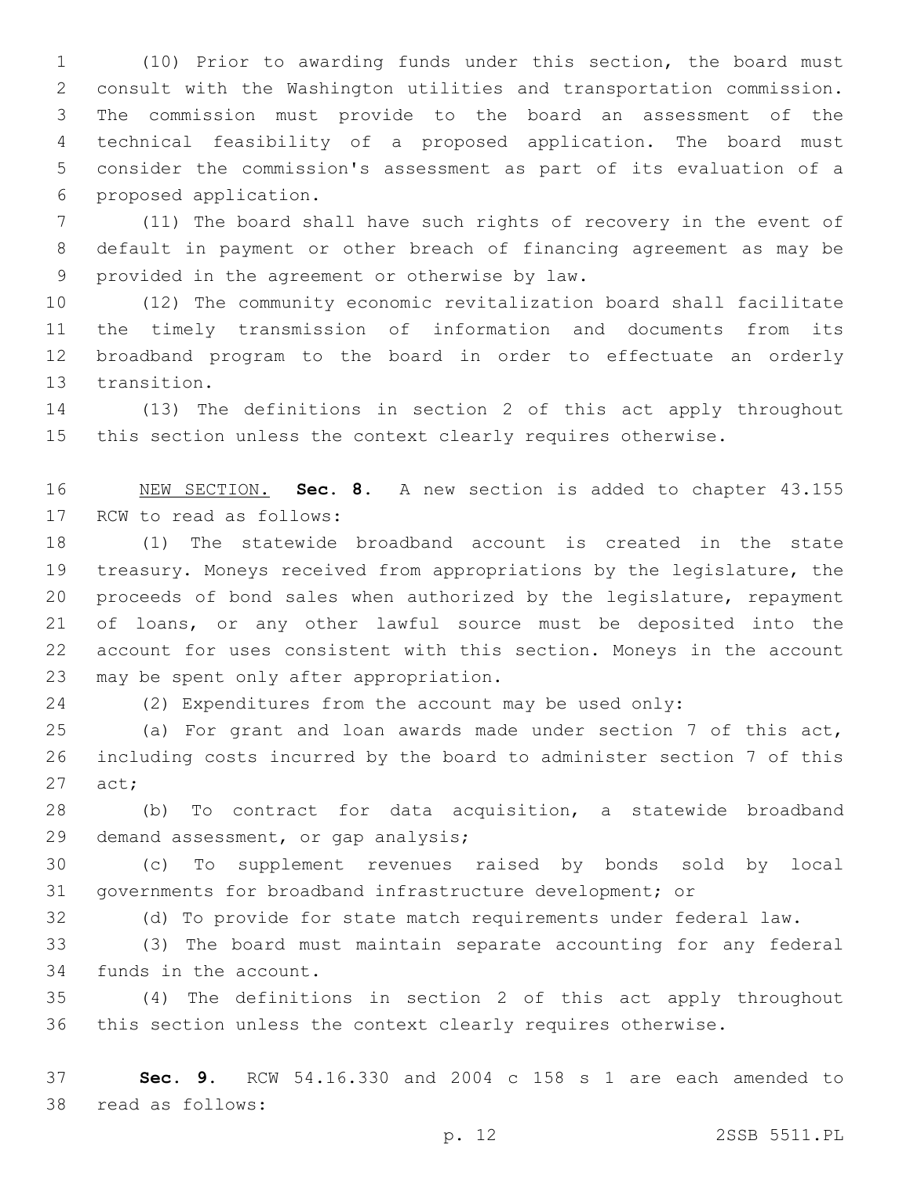(10) Prior to awarding funds under this section, the board must consult with the Washington utilities and transportation commission. The commission must provide to the board an assessment of the technical feasibility of a proposed application. The board must consider the commission's assessment as part of its evaluation of a proposed application.

(11) The board shall have such rights of recovery in the event of default in payment or other breach of financing agreement as may be provided in the agreement or otherwise by law.

(12) The community economic revitalization board shall facilitate the timely transmission of information and documents from its broadband program to the board in order to effectuate an orderly transition.

(13) The definitions in section 2 of this act apply throughout this section unless the context clearly requires otherwise.

NEW SECTION. **Sec. 8.** A new section is added to chapter 43.155 RCW to read as follows:

(1) The statewide broadband account is created in the state treasury. Moneys received from appropriations by the legislature, the proceeds of bond sales when authorized by the legislature, repayment of loans, or any other lawful source must be deposited into the account for uses consistent with this section. Moneys in the account may be spent only after appropriation.

(2) Expenditures from the account may be used only:

(a) For grant and loan awards made under section 7 of this act, including costs incurred by the board to administer section 7 of this act;

(b) To contract for data acquisition, a statewide broadband demand assessment, or gap analysis;

(c) To supplement revenues raised by bonds sold by local governments for broadband infrastructure development; or

(d) To provide for state match requirements under federal law.

(3) The board must maintain separate accounting for any federal funds in the account.

(4) The definitions in section 2 of this act apply throughout this section unless the context clearly requires otherwise.

**Sec. 9.** RCW 54.16.330 and 2004 c 158 s 1 are each amended to read as follows: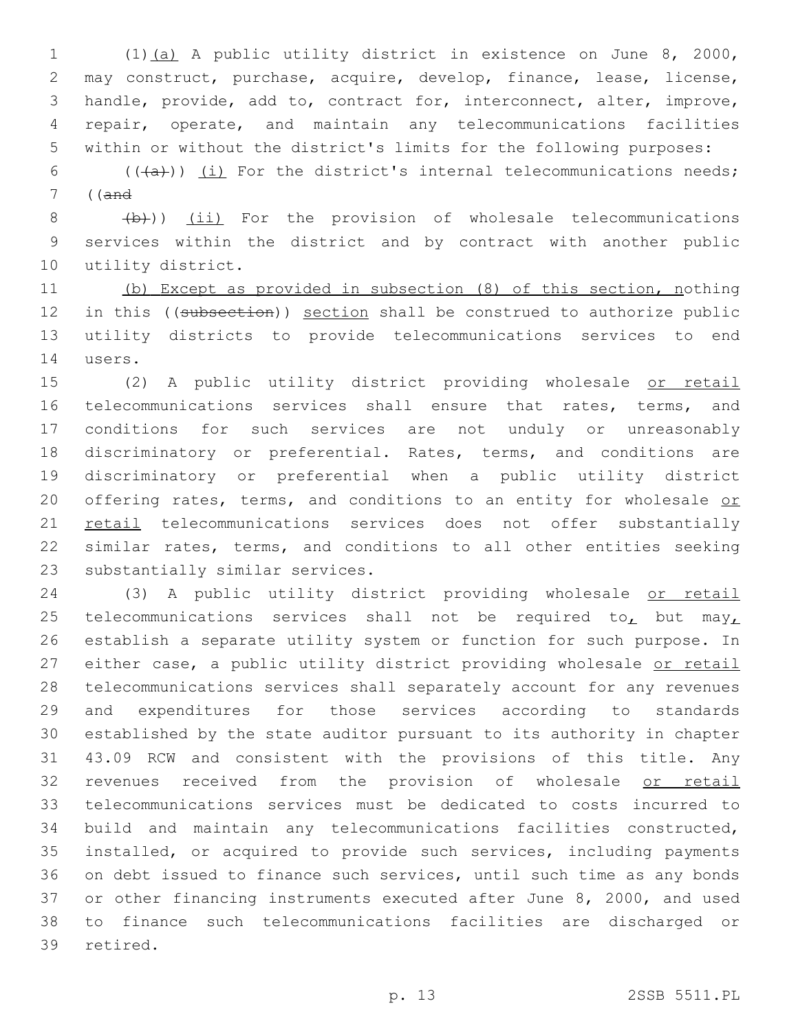(1)(a) A public utility district in existence on June 8, 2000, may construct, purchase, acquire, develop, finance, lease, license, handle, provide, add to, contract for, interconnect, alter, improve, repair, operate, and maintain any telecommunications facilities within or without the district's limits for the following purposes:

(((a))) (i) For the district's internal telecommunications needs; ((and

(b))) (ii) For the provision of wholesale telecommunications services within the district and by contract with another public utility district.

(b) Except as provided in subsection (8) of this section, nothing in this ((subsection)) section shall be construed to authorize public utility districts to provide telecommunications services to end users.

(2) A public utility district providing wholesale or retail telecommunications services shall ensure that rates, terms, and conditions for such services are not unduly or unreasonably discriminatory or preferential. Rates, terms, and conditions are discriminatory or preferential when a public utility district offering rates, terms, and conditions to an entity for wholesale or retail telecommunications services does not offer substantially similar rates, terms, and conditions to all other entities seeking substantially similar services.

(3) A public utility district providing wholesale or retail telecommunications services shall not be required to, but may, establish a separate utility system or function for such purpose. In either case, a public utility district providing wholesale or retail telecommunications services shall separately account for any revenues and expenditures for those services according to standards established by the state auditor pursuant to its authority in chapter 43.09 RCW and consistent with the provisions of this title. Any revenues received from the provision of wholesale or retail telecommunications services must be dedicated to costs incurred to build and maintain any telecommunications facilities constructed, installed, or acquired to provide such services, including payments on debt issued to finance such services, until such time as any bonds or other financing instruments executed after June 8, 2000, and used to finance such telecommunications facilities are discharged or retired.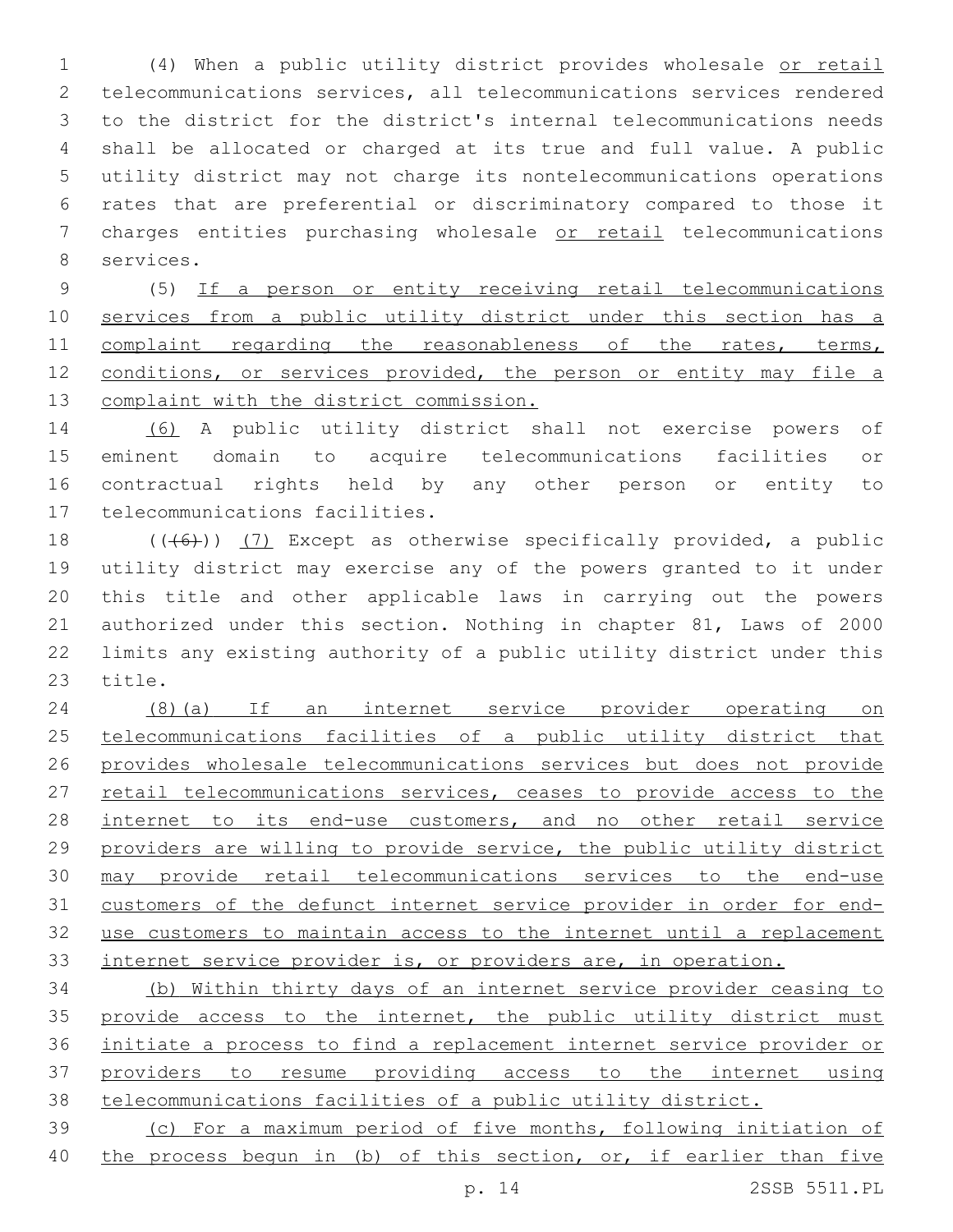(4) When a public utility district provides wholesale or retail telecommunications services, all telecommunications services rendered to the district for the district's internal telecommunications needs shall be allocated or charged at its true and full value. A public utility district may not charge its nontelecommunications operations rates that are preferential or discriminatory compared to those it charges entities purchasing wholesale or retail telecommunications services.

(5) If a person or entity receiving retail telecommunications services from a public utility district under this section has a complaint regarding the reasonableness of the rates, terms, conditions, or services provided, the person or entity may file a complaint with the district commission.

(6) A public utility district shall not exercise powers of eminent domain to acquire telecommunications facilities or contractual rights held by any other person or entity to telecommunications facilities.

((~~(6)~~)) (7) Except as otherwise specifically provided, a public utility district may exercise any of the powers granted to it under this title and other applicable laws in carrying out the powers authorized under this section. Nothing in chapter 81, Laws of 2000 limits any existing authority of a public utility district under this title.

(8)(a) If an internet service provider operating on telecommunications facilities of a public utility district that provides wholesale telecommunications services but does not provide retail telecommunications services, ceases to provide access to the internet to its end-use customers, and no other retail service providers are willing to provide service, the public utility district may provide retail telecommunications services to the end-use customers of the defunct internet service provider in order for end-use customers to maintain access to the internet until a replacement internet service provider is, or providers are, in operation.

(b) Within thirty days of an internet service provider ceasing to provide access to the internet, the public utility district must initiate a process to find a replacement internet service provider or providers to resume providing access to the internet using telecommunications facilities of a public utility district.

(c) For a maximum period of five months, following initiation of the process begun in (b) of this section, or, if earlier than five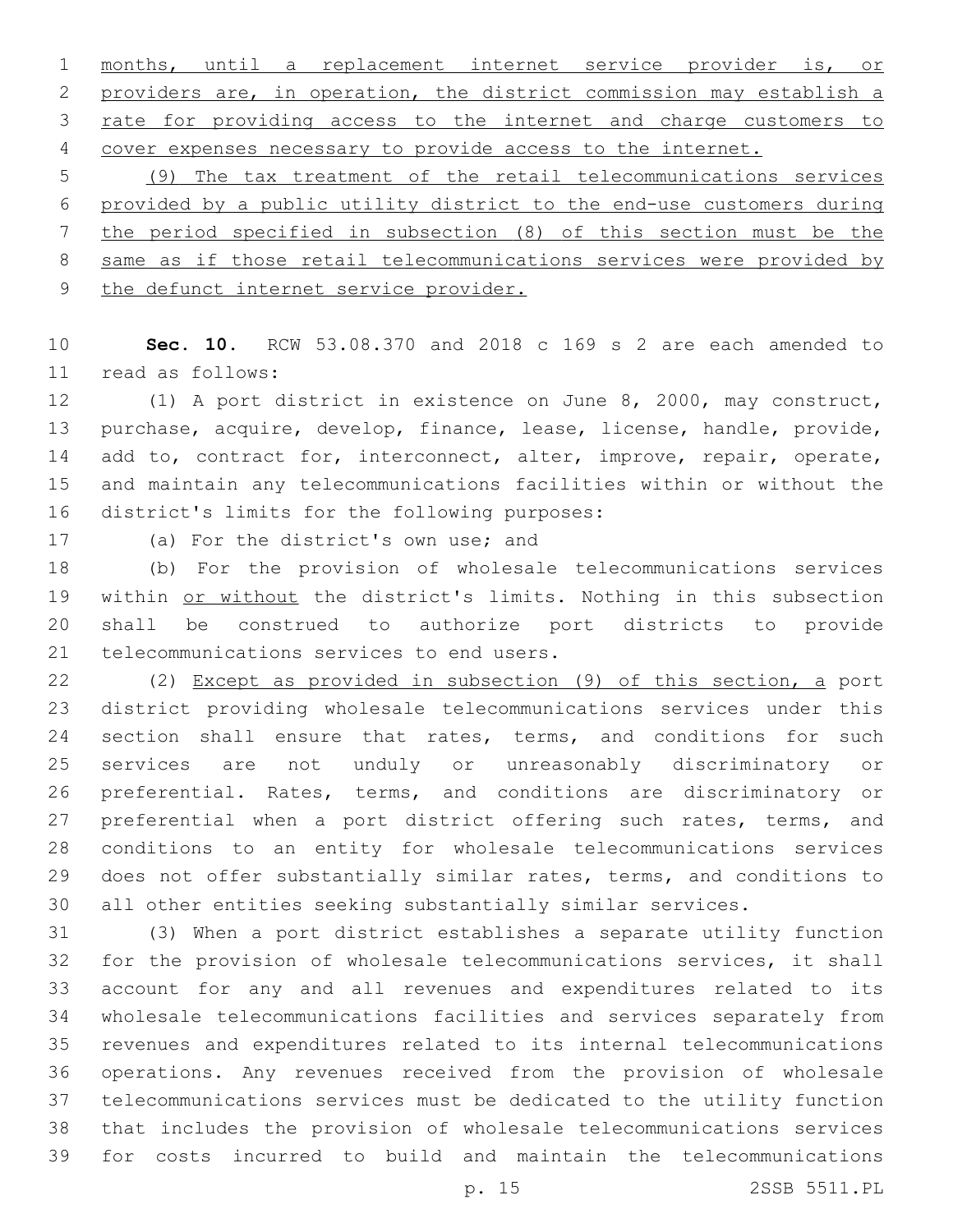months, until a replacement internet service provider is, or providers are, in operation, the district commission may establish a rate for providing access to the internet and charge customers to cover expenses necessary to provide access to the internet.

(9) The tax treatment of the retail telecommunications services provided by a public utility district to the end-use customers during the period specified in subsection (8) of this section must be the same as if those retail telecommunications services were provided by the defunct internet service provider.

**Sec. 10.** RCW 53.08.370 and 2018 c 169 s 2 are each amended to read as follows:

(1) A port district in existence on June 8, 2000, may construct, purchase, acquire, develop, finance, lease, license, handle, provide, add to, contract for, interconnect, alter, improve, repair, operate, and maintain any telecommunications facilities within or without the district's limits for the following purposes:

(a) For the district's own use; and

(b) For the provision of wholesale telecommunications services within or without the district's limits. Nothing in this subsection shall be construed to authorize port districts to provide telecommunications services to end users.

(2) Except as provided in subsection (9) of this section, a port district providing wholesale telecommunications services under this section shall ensure that rates, terms, and conditions for such services are not unduly or unreasonably discriminatory or preferential. Rates, terms, and conditions are discriminatory or preferential when a port district offering such rates, terms, and conditions to an entity for wholesale telecommunications services does not offer substantially similar rates, terms, and conditions to all other entities seeking substantially similar services.

(3) When a port district establishes a separate utility function for the provision of wholesale telecommunications services, it shall account for any and all revenues and expenditures related to its wholesale telecommunications facilities and services separately from revenues and expenditures related to its internal telecommunications operations. Any revenues received from the provision of wholesale telecommunications services must be dedicated to the utility function that includes the provision of wholesale telecommunications services for costs incurred to build and maintain the telecommunications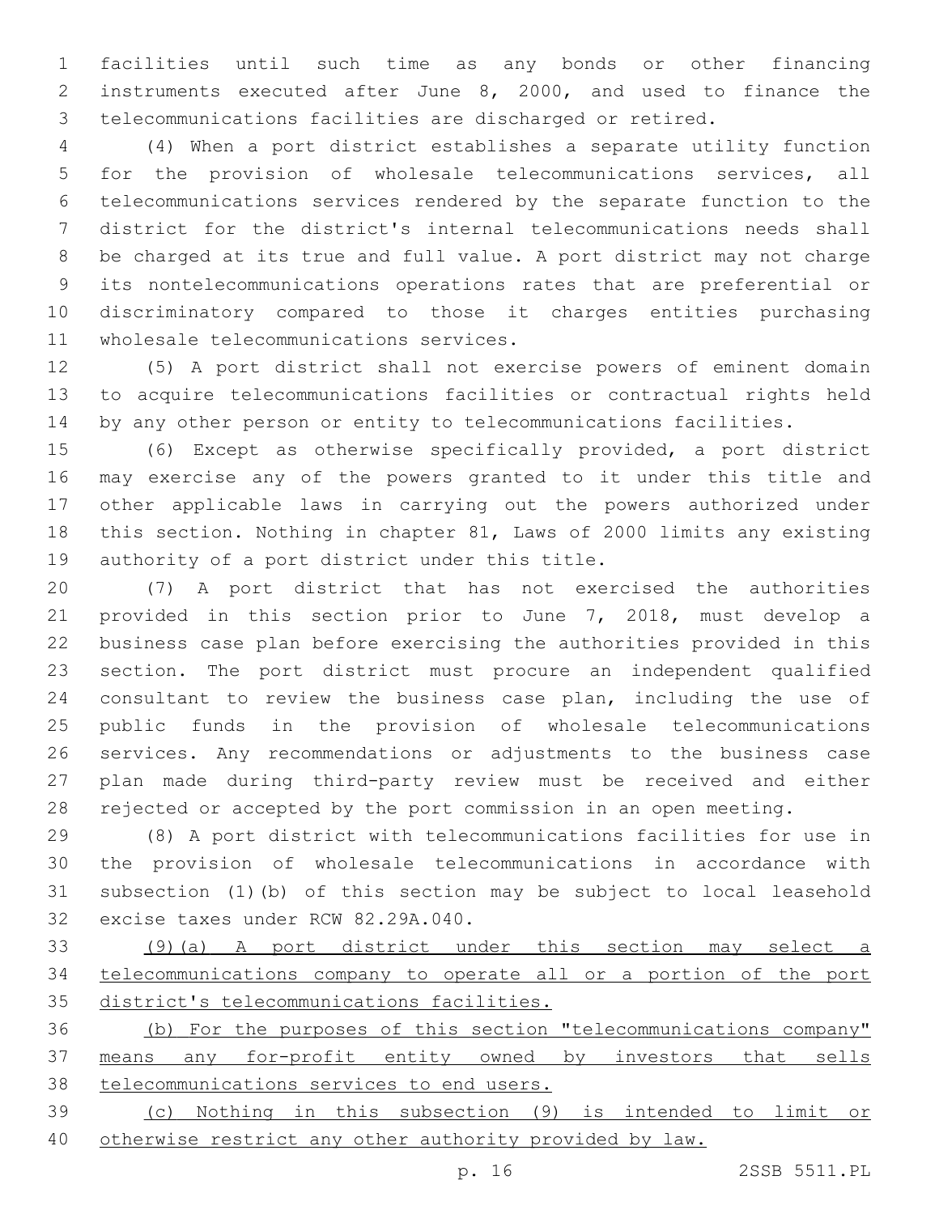facilities until such time as any bonds or other financing instruments executed after June 8, 2000, and used to finance the telecommunications facilities are discharged or retired.

(4) When a port district establishes a separate utility function for the provision of wholesale telecommunications services, all telecommunications services rendered by the separate function to the district for the district's internal telecommunications needs shall be charged at its true and full value. A port district may not charge its nontelecommunications operations rates that are preferential or discriminatory compared to those it charges entities purchasing wholesale telecommunications services.

(5) A port district shall not exercise powers of eminent domain to acquire telecommunications facilities or contractual rights held by any other person or entity to telecommunications facilities.

(6) Except as otherwise specifically provided, a port district may exercise any of the powers granted to it under this title and other applicable laws in carrying out the powers authorized under this section. Nothing in chapter 81, Laws of 2000 limits any existing authority of a port district under this title.

(7) A port district that has not exercised the authorities provided in this section prior to June 7, 2018, must develop a business case plan before exercising the authorities provided in this section. The port district must procure an independent qualified consultant to review the business case plan, including the use of public funds in the provision of wholesale telecommunications services. Any recommendations or adjustments to the business case plan made during third-party review must be received and either rejected or accepted by the port commission in an open meeting.

(8) A port district with telecommunications facilities for use in the provision of wholesale telecommunications in accordance with subsection (1)(b) of this section may be subject to local leasehold excise taxes under RCW 82.29A.040.

<u>(9)(a) A port district under this section may select a telecommunications company to operate all or a portion of the port district's telecommunications facilities.</u>

<u>(b) For the purposes of this section "telecommunications company" means any for-profit entity owned by investors that sells telecommunications services to end users.</u>

<u>(c) Nothing in this subsection (9) is intended to limit or otherwise restrict any other authority provided by law.</u>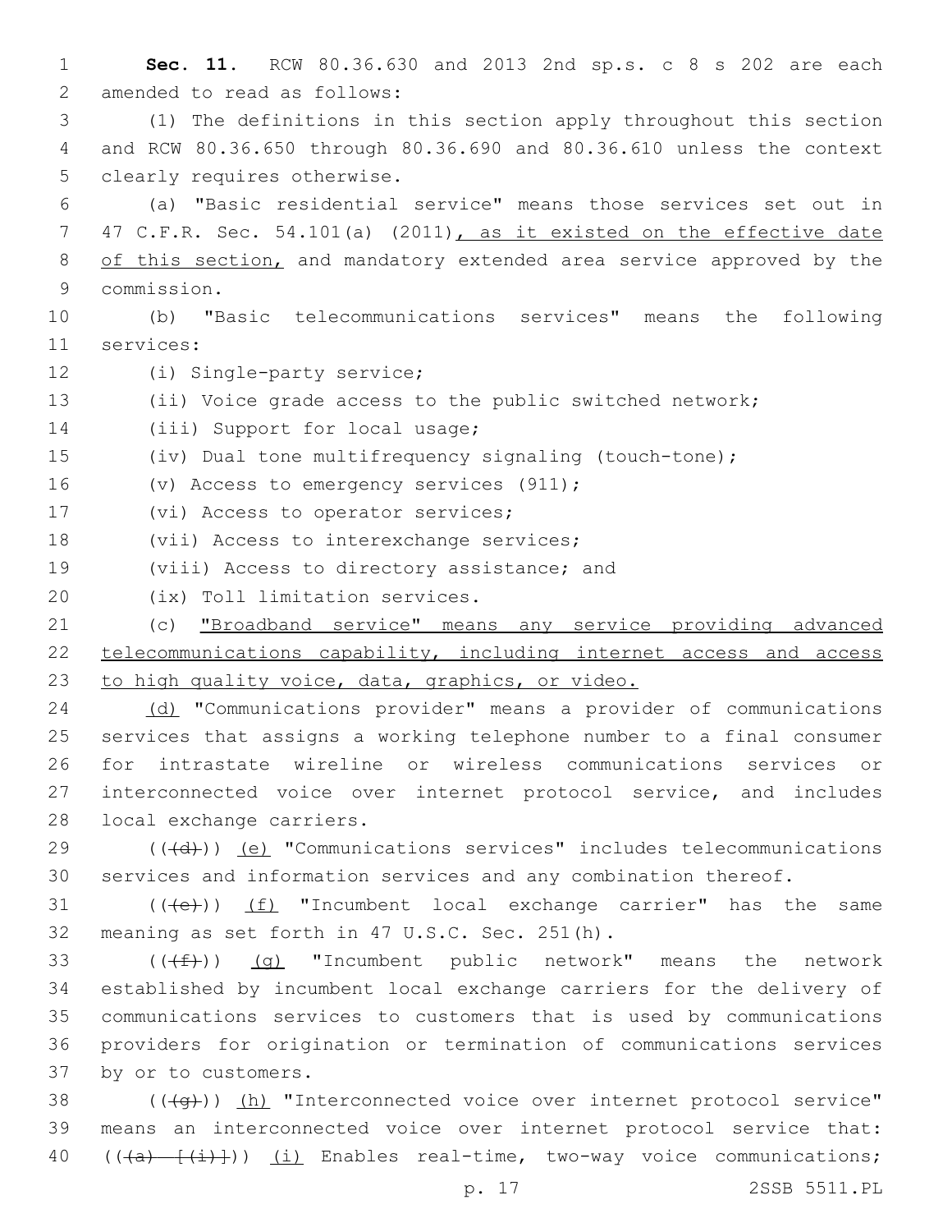**Sec. 11.** RCW 80.36.630 and 2013 2nd sp.s. c 8 s 202 are each amended to read as follows:

(1) The definitions in this section apply throughout this section and RCW 80.36.650 through 80.36.690 and 80.36.610 unless the context clearly requires otherwise.

(a) "Basic residential service" means those services set out in 47 C.F.R. Sec. 54.101(a) (2011), as it existed on the effective date of this section, and mandatory extended area service approved by the commission.

(b) "Basic telecommunications services" means the following services:

(i) Single-party service;

(ii) Voice grade access to the public switched network;

(iii) Support for local usage;

(iv) Dual tone multifrequency signaling (touch-tone);

(v) Access to emergency services (911);

(vi) Access to operator services;

(vii) Access to interexchange services;

(viii) Access to directory assistance; and

(ix) Toll limitation services.

(c) "Broadband service" means any service providing advanced telecommunications capability, including internet access and access to high quality voice, data, graphics, or video.

(d) "Communications provider" means a provider of communications services that assigns a working telephone number to a final consumer for intrastate wireline or wireless communications services or interconnected voice over internet protocol service, and includes local exchange carriers.

(((d))) (e) "Communications services" includes telecommunications services and information services and any combination thereof.

(((e))) (f) "Incumbent local exchange carrier" has the same meaning as set forth in 47 U.S.C. Sec. 251(h).

(((f))) (g) "Incumbent public network" means the network established by incumbent local exchange carriers for the delivery of communications services to customers that is used by communications providers for origination or termination of communications services by or to customers.

(((g))) (h) "Interconnected voice over internet protocol service" means an interconnected voice over internet protocol service that: (((a) [(i)])) (i) Enables real-time, two-way voice communications;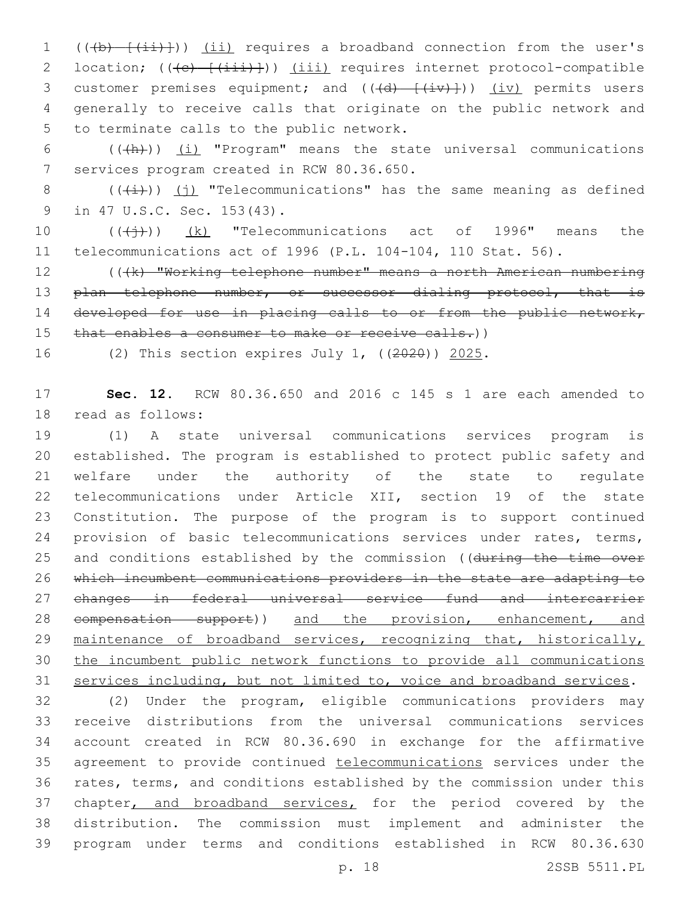(((b) [(ii)])) (ii) requires a broadband connection from the user's location; (((c) [(iii)])) (iii) requires internet protocol-compatible customer premises equipment; and (((d) [(iv)])) (iv) permits users generally to receive calls that originate on the public network and to terminate calls to the public network.

(((h))) (i) "Program" means the state universal communications services program created in RCW 80.36.650.

(((i))) (j) "Telecommunications" has the same meaning as defined in 47 U.S.C. Sec. 153(43).

(((j))) (k) "Telecommunications act of 1996" means the telecommunications act of 1996 (P.L. 104-104, 110 Stat. 56).

(((k) "Working telephone number" means a north American numbering plan telephone number, or successor dialing protocol, that is developed for use in placing calls to or from the public network, that enables a consumer to make or receive calls.))

(2) This section expires July 1, ((2020)) 2025.

**Sec. 12.** RCW 80.36.650 and 2016 c 145 s 1 are each amended to read as follows:

(1) A state universal communications services program is established. The program is established to protect public safety and welfare under the authority of the state to regulate telecommunications under Article XII, section 19 of the state Constitution. The purpose of the program is to support continued provision of basic telecommunications services under rates, terms, and conditions established by the commission ((during the time over which incumbent communications providers in the state are adapting to changes in federal universal service fund and intercarrier compensation support)) and the provision, enhancement, and maintenance of broadband services, recognizing that, historically, the incumbent public network functions to provide all communications services including, but not limited to, voice and broadband services.

(2) Under the program, eligible communications providers may receive distributions from the universal communications services account created in RCW 80.36.690 in exchange for the affirmative agreement to provide continued telecommunications services under the rates, terms, and conditions established by the commission under this chapter, and broadband services, for the period covered by the distribution. The commission must implement and administer the program under terms and conditions established in RCW 80.36.630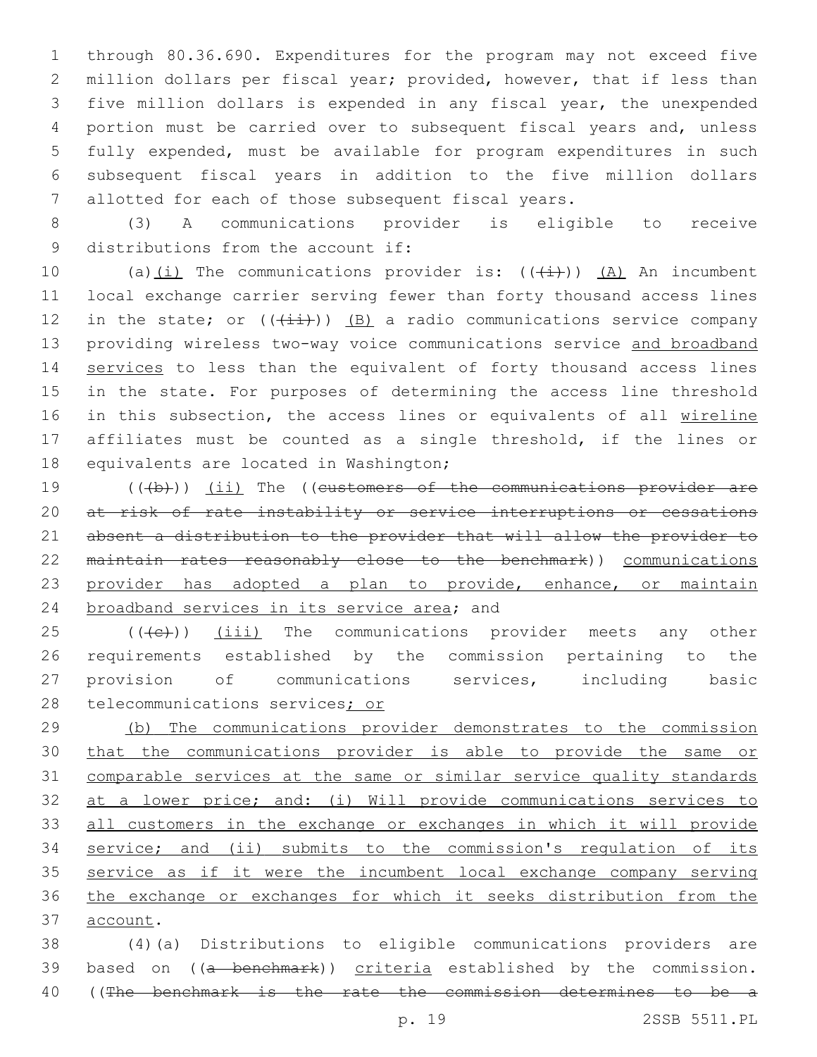through 80.36.690. Expenditures for the program may not exceed five million dollars per fiscal year; provided, however, that if less than five million dollars is expended in any fiscal year, the unexpended portion must be carried over to subsequent fiscal years and, unless fully expended, must be available for program expenditures in such subsequent fiscal years in addition to the five million dollars allotted for each of those subsequent fiscal years.

(3) A communications provider is eligible to receive distributions from the account if:

(a)(i) The communications provider is: (((i))) (A) An incumbent local exchange carrier serving fewer than forty thousand access lines in the state; or (((ii))) (B) a radio communications service company providing wireless two-way voice communications service and broadband services to less than the equivalent of forty thousand access lines in the state. For purposes of determining the access line threshold in this subsection, the access lines or equivalents of all wireline affiliates must be counted as a single threshold, if the lines or equivalents are located in Washington;

(((b))) (ii) The ((customers of the communications provider are at risk of rate instability or service interruptions or cessations absent a distribution to the provider that will allow the provider to maintain rates reasonably close to the benchmark)) communications provider has adopted a plan to provide, enhance, or maintain broadband services in its service area; and

(((c))) (iii) The communications provider meets any other requirements established by the commission pertaining to the provision of communications services, including basic telecommunications services; or

(b) The communications provider demonstrates to the commission that the communications provider is able to provide the same or comparable services at the same or similar service quality standards at a lower price; and: (i) Will provide communications services to all customers in the exchange or exchanges in which it will provide service; and (ii) submits to the commission's regulation of its service as if it were the incumbent local exchange company serving the exchange or exchanges for which it seeks distribution from the account.

(4)(a) Distributions to eligible communications providers are based on ((a benchmark)) criteria established by the commission. ((The benchmark is the rate the commission determines to be a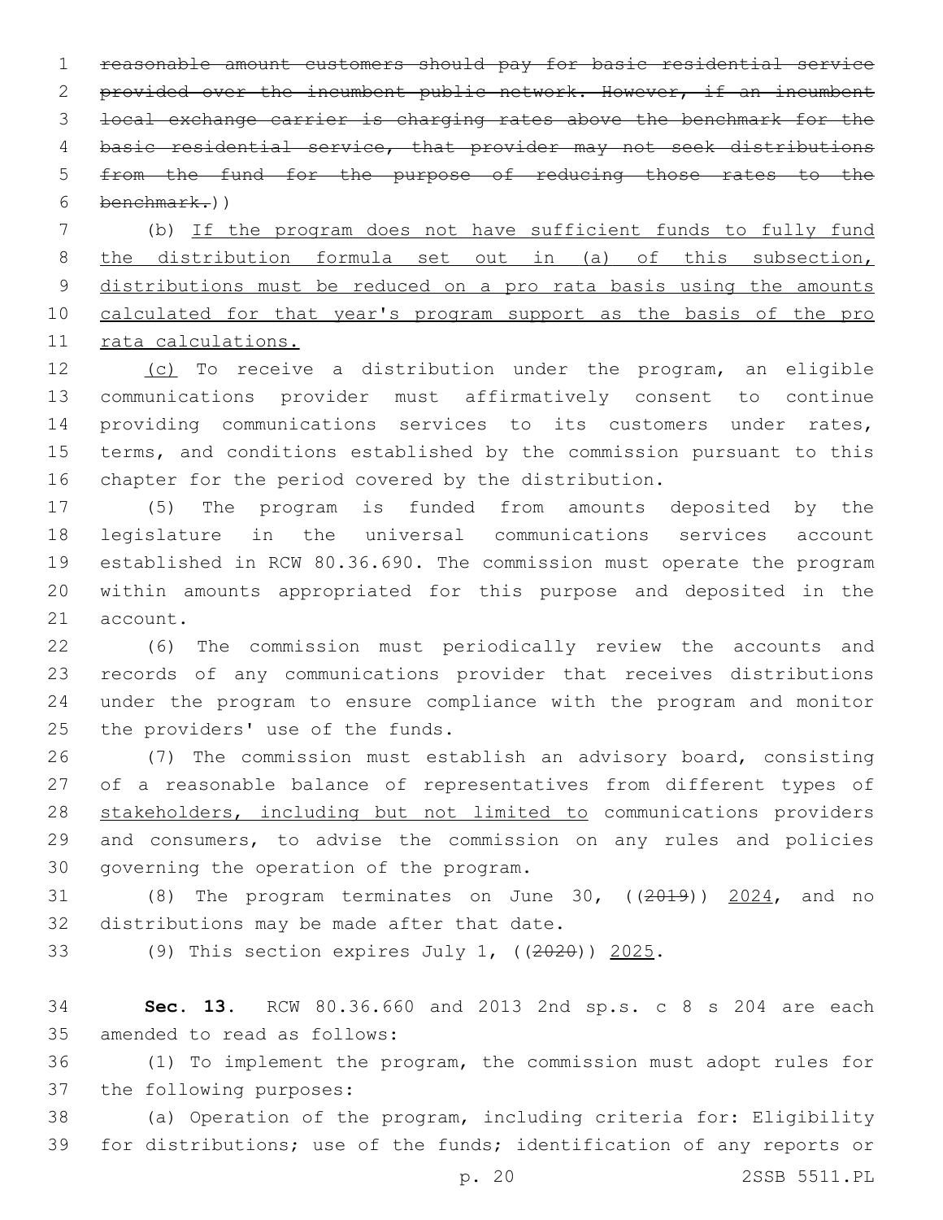~~reasonable amount customers should pay for basic residential service provided over the incumbent public network. However, if an incumbent local exchange carrier is charging rates above the benchmark for the basic residential service, that provider may not seek distributions from the fund for the purpose of reducing those rates to the benchmark.~~))

(b) <u>If the program does not have sufficient funds to fully fund the distribution formula set out in (a) of this subsection, distributions must be reduced on a pro rata basis using the amounts calculated for that year's program support as the basis of the pro rata calculations.</u>

<u>(c)</u> To receive a distribution under the program, an eligible communications provider must affirmatively consent to continue providing communications services to its customers under rates, terms, and conditions established by the commission pursuant to this chapter for the period covered by the distribution.

(5) The program is funded from amounts deposited by the legislature in the universal communications services account established in RCW 80.36.690. The commission must operate the program within amounts appropriated for this purpose and deposited in the account.

(6) The commission must periodically review the accounts and records of any communications provider that receives distributions under the program to ensure compliance with the program and monitor the providers' use of the funds.

(7) The commission must establish an advisory board, consisting of a reasonable balance of representatives from different types of <u>stakeholders, including but not limited to</u> communications providers and consumers, to advise the commission on any rules and policies governing the operation of the program.

(8) The program terminates on June 30, ((~~2019~~)) <u>2024</u>, and no distributions may be made after that date.

(9) This section expires July 1, ((~~2020~~)) <u>2025</u>.

**Sec. 13.** RCW 80.36.660 and 2013 2nd sp.s. c 8 s 204 are each amended to read as follows:

(1) To implement the program, the commission must adopt rules for the following purposes:

(a) Operation of the program, including criteria for: Eligibility for distributions; use of the funds; identification of any reports or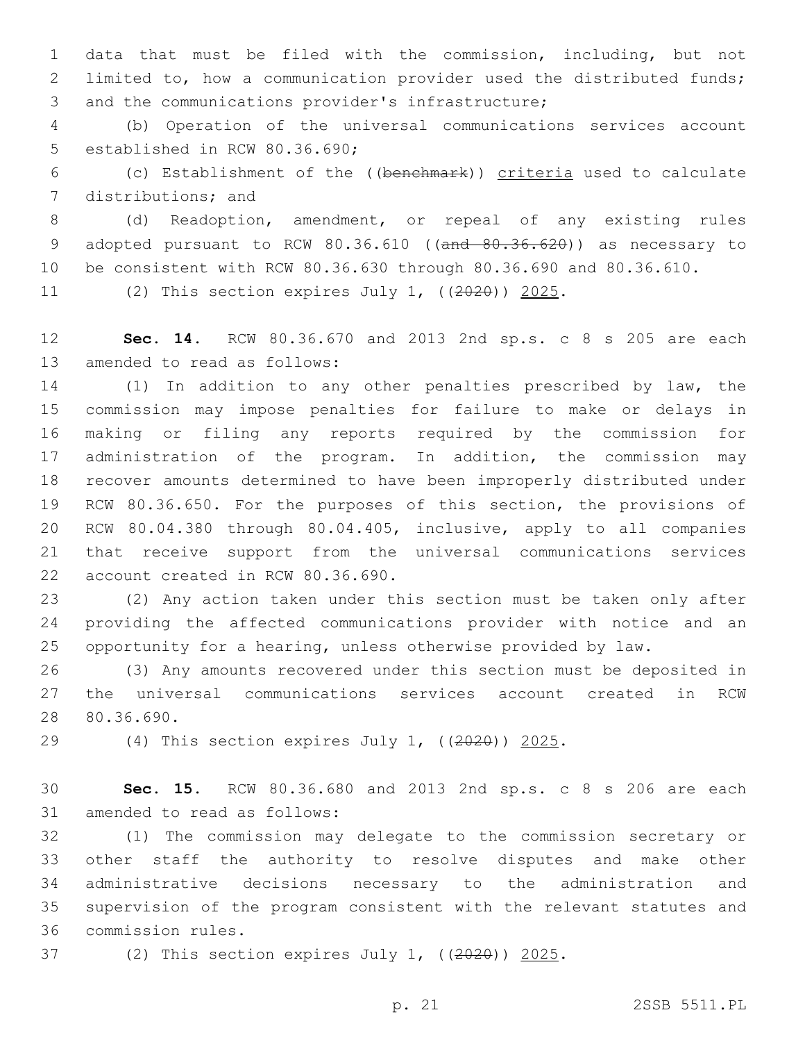data that must be filed with the commission, including, but not limited to, how a communication provider used the distributed funds; and the communications provider's infrastructure;

(b) Operation of the universal communications services account established in RCW 80.36.690;

(c) Establishment of the ((~~benchmark~~)) criteria used to calculate distributions; and

(d) Readoption, amendment, or repeal of any existing rules adopted pursuant to RCW 80.36.610 ((~~and 80.36.620~~)) as necessary to be consistent with RCW 80.36.630 through 80.36.690 and 80.36.610.

(2) This section expires July 1, ((~~2020~~)) 2025.

**Sec. 14.** RCW 80.36.670 and 2013 2nd sp.s. c 8 s 205 are each amended to read as follows:

(1) In addition to any other penalties prescribed by law, the commission may impose penalties for failure to make or delays in making or filing any reports required by the commission for administration of the program. In addition, the commission may recover amounts determined to have been improperly distributed under RCW 80.36.650. For the purposes of this section, the provisions of RCW 80.04.380 through 80.04.405, inclusive, apply to all companies that receive support from the universal communications services account created in RCW 80.36.690.

(2) Any action taken under this section must be taken only after providing the affected communications provider with notice and an opportunity for a hearing, unless otherwise provided by law.

(3) Any amounts recovered under this section must be deposited in the universal communications services account created in RCW 80.36.690.

(4) This section expires July 1, ((~~2020~~)) 2025.

**Sec. 15.** RCW 80.36.680 and 2013 2nd sp.s. c 8 s 206 are each amended to read as follows:

(1) The commission may delegate to the commission secretary or other staff the authority to resolve disputes and make other administrative decisions necessary to the administration and supervision of the program consistent with the relevant statutes and commission rules.

(2) This section expires July 1, ((~~2020~~)) 2025.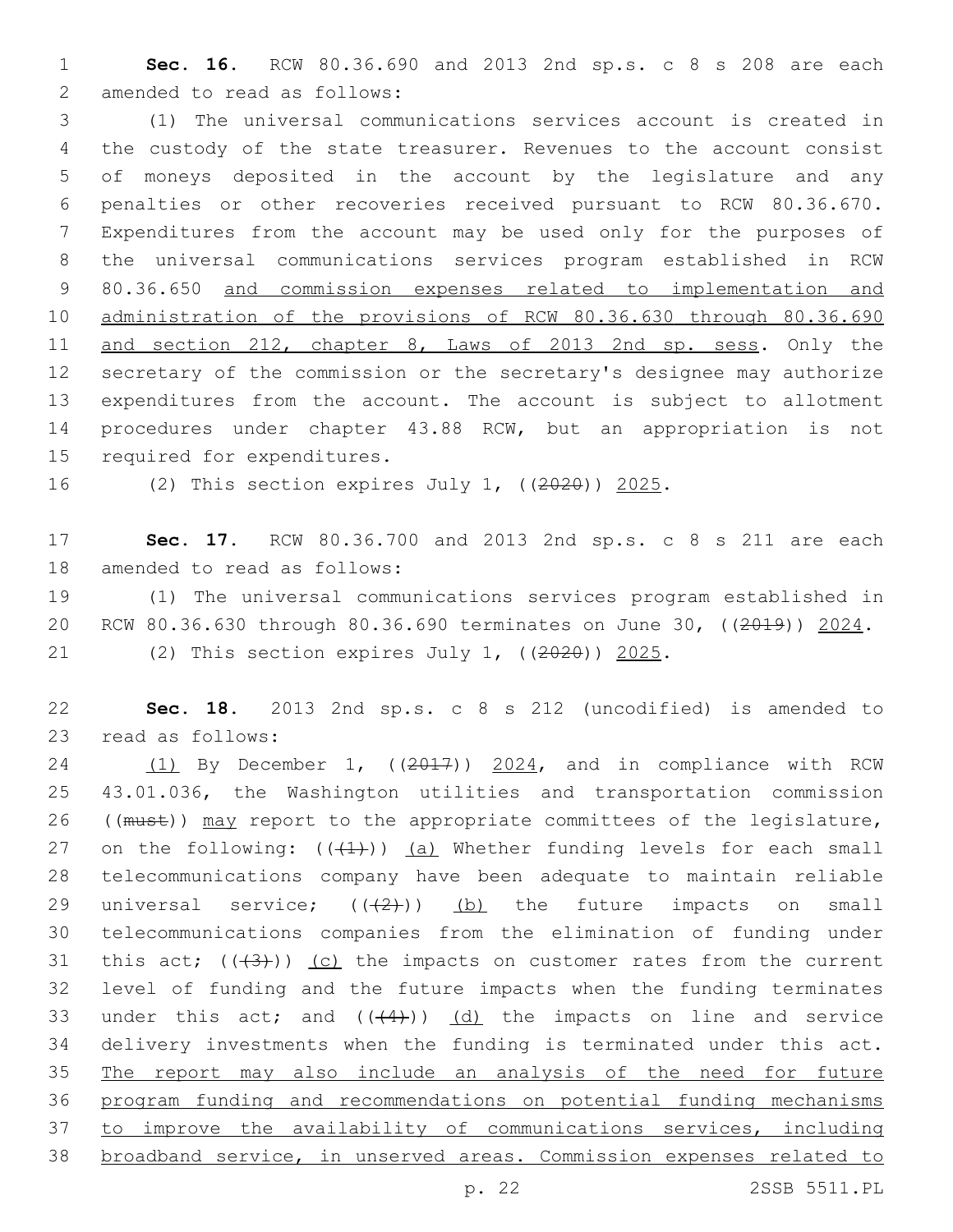**Sec. 16.** RCW 80.36.690 and 2013 2nd sp.s. c 8 s 208 are each amended to read as follows:

(1) The universal communications services account is created in the custody of the state treasurer. Revenues to the account consist of moneys deposited in the account by the legislature and any penalties or other recoveries received pursuant to RCW 80.36.670. Expenditures from the account may be used only for the purposes of the universal communications services program established in RCW 80.36.650 <u>and commission expenses related to implementation and administration of the provisions of RCW 80.36.630 through 80.36.690 and section 212, chapter 8, Laws of 2013 2nd sp. sess</u>. Only the secretary of the commission or the secretary's designee may authorize expenditures from the account. The account is subject to allotment procedures under chapter 43.88 RCW, but an appropriation is not required for expenditures.

(2) This section expires July 1, ((~~2020~~)) <u>2025</u>.

**Sec. 17.** RCW 80.36.700 and 2013 2nd sp.s. c 8 s 211 are each amended to read as follows:

(1) The universal communications services program established in RCW 80.36.630 through 80.36.690 terminates on June 30, ((~~2019~~)) <u>2024</u>.

(2) This section expires July 1, ((~~2020~~)) <u>2025</u>.

**Sec. 18.** 2013 2nd sp.s. c 8 s 212 (uncodified) is amended to read as follows:

<u>(1)</u> By December 1, ((~~2017~~)) <u>2024</u>, and in compliance with RCW 43.01.036, the Washington utilities and transportation commission ((~~must~~)) <u>may</u> report to the appropriate committees of the legislature, on the following: ((~~(1)~~)) <u>(a)</u> Whether funding levels for each small telecommunications company have been adequate to maintain reliable universal service; ((~~(2)~~)) <u>(b)</u> the future impacts on small telecommunications companies from the elimination of funding under this act; ((~~(3)~~)) <u>(c)</u> the impacts on customer rates from the current level of funding and the future impacts when the funding terminates under this act; and ((~~(4)~~)) <u>(d)</u> the impacts on line and service delivery investments when the funding is terminated under this act. <u>The report may also include an analysis of the need for future program funding and recommendations on potential funding mechanisms to improve the availability of communications services, including broadband service, in unserved areas. Commission expenses related to</u>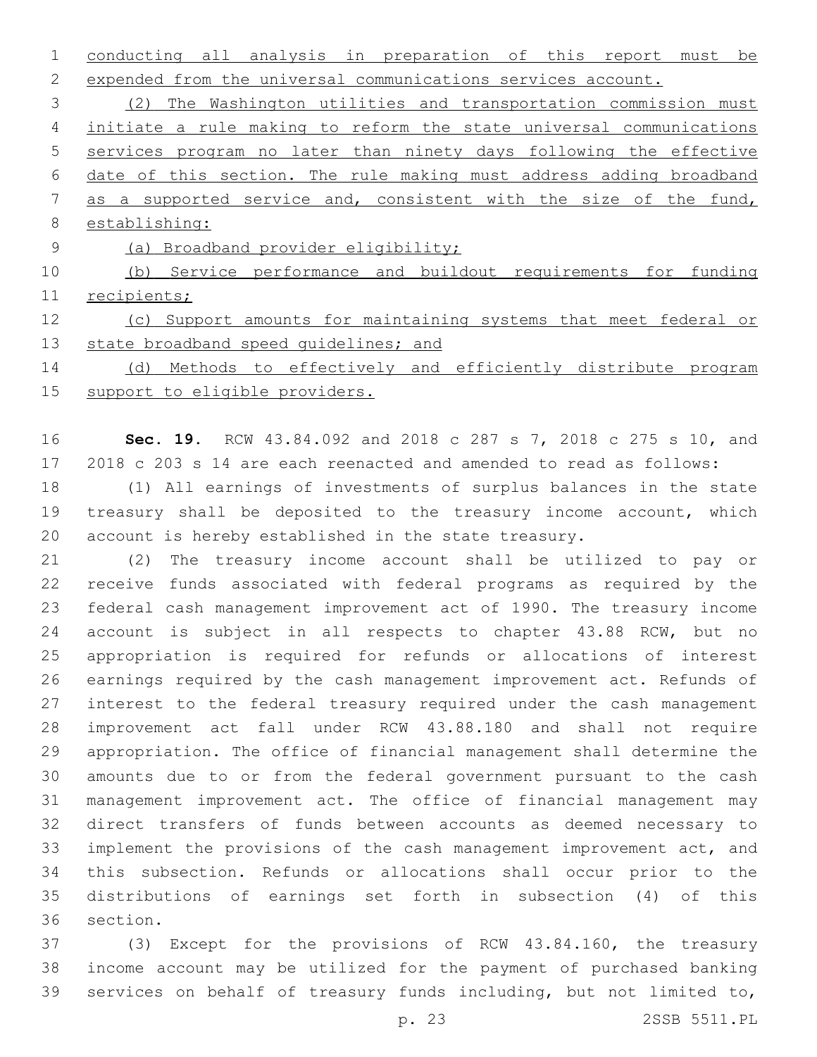conducting all analysis in preparation of this report must be expended from the universal communications services account.

(2) The Washington utilities and transportation commission must initiate a rule making to reform the state universal communications services program no later than ninety days following the effective date of this section. The rule making must address adding broadband as a supported service and, consistent with the size of the fund, establishing:

(a) Broadband provider eligibility;

(b) Service performance and buildout requirements for funding recipients;

(c) Support amounts for maintaining systems that meet federal or state broadband speed guidelines; and

(d) Methods to effectively and efficiently distribute program support to eligible providers.

**Sec. 19.** RCW 43.84.092 and 2018 c 287 s 7, 2018 c 275 s 10, and 2018 c 203 s 14 are each reenacted and amended to read as follows:

(1) All earnings of investments of surplus balances in the state treasury shall be deposited to the treasury income account, which account is hereby established in the state treasury.

(2) The treasury income account shall be utilized to pay or receive funds associated with federal programs as required by the federal cash management improvement act of 1990. The treasury income account is subject in all respects to chapter 43.88 RCW, but no appropriation is required for refunds or allocations of interest earnings required by the cash management improvement act. Refunds of interest to the federal treasury required under the cash management improvement act fall under RCW 43.88.180 and shall not require appropriation. The office of financial management shall determine the amounts due to or from the federal government pursuant to the cash management improvement act. The office of financial management may direct transfers of funds between accounts as deemed necessary to implement the provisions of the cash management improvement act, and this subsection. Refunds or allocations shall occur prior to the distributions of earnings set forth in subsection (4) of this section.

(3) Except for the provisions of RCW 43.84.160, the treasury income account may be utilized for the payment of purchased banking services on behalf of treasury funds including, but not limited to,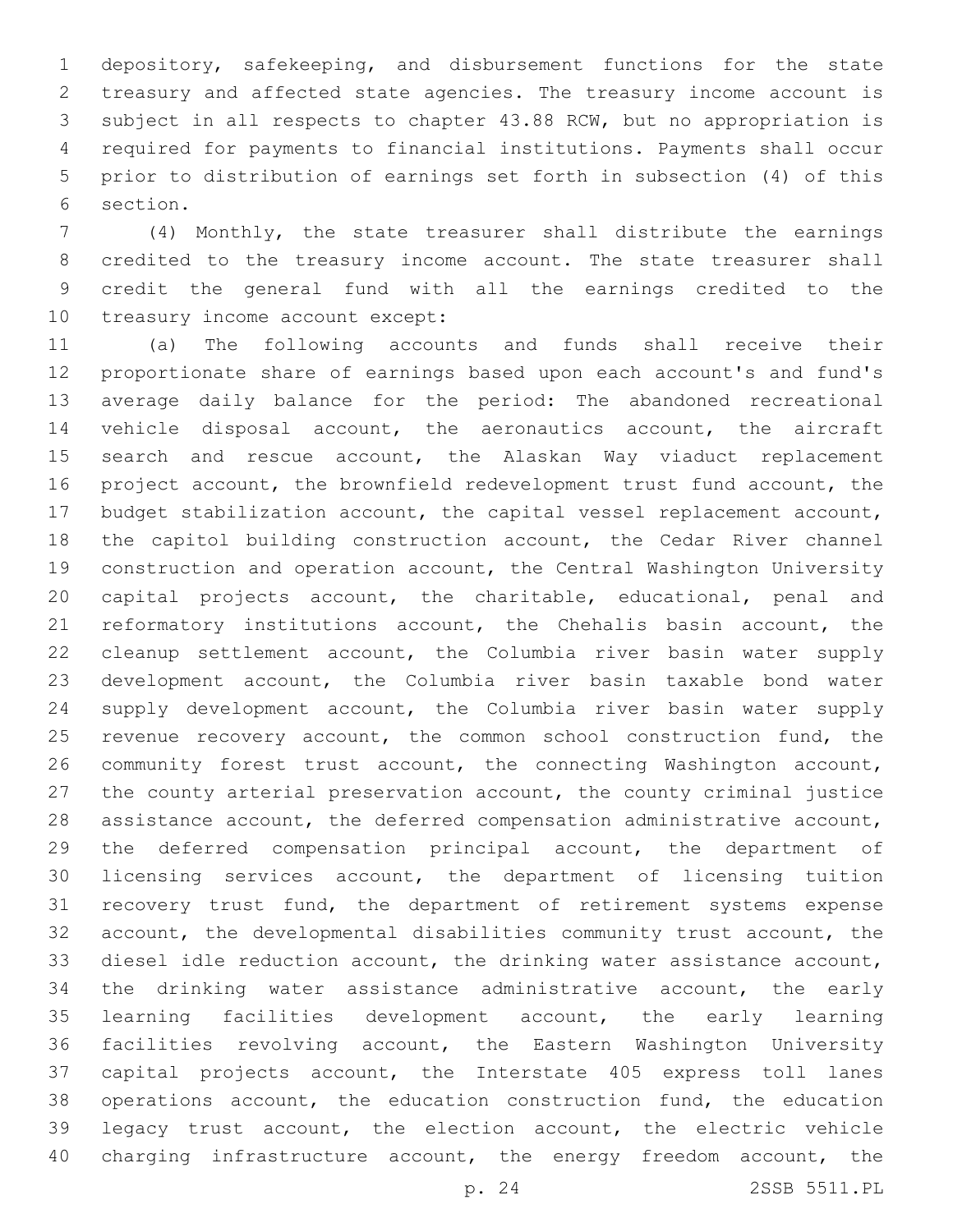depository, safekeeping, and disbursement functions for the state treasury and affected state agencies. The treasury income account is subject in all respects to chapter 43.88 RCW, but no appropriation is required for payments to financial institutions. Payments shall occur prior to distribution of earnings set forth in subsection (4) of this section.

(4) Monthly, the state treasurer shall distribute the earnings credited to the treasury income account. The state treasurer shall credit the general fund with all the earnings credited to the treasury income account except:

(a) The following accounts and funds shall receive their proportionate share of earnings based upon each account's and fund's average daily balance for the period: The abandoned recreational vehicle disposal account, the aeronautics account, the aircraft search and rescue account, the Alaskan Way viaduct replacement project account, the brownfield redevelopment trust fund account, the budget stabilization account, the capital vessel replacement account, the capitol building construction account, the Cedar River channel construction and operation account, the Central Washington University capital projects account, the charitable, educational, penal and reformatory institutions account, the Chehalis basin account, the cleanup settlement account, the Columbia river basin water supply development account, the Columbia river basin taxable bond water supply development account, the Columbia river basin water supply revenue recovery account, the common school construction fund, the community forest trust account, the connecting Washington account, the county arterial preservation account, the county criminal justice assistance account, the deferred compensation administrative account, the deferred compensation principal account, the department of licensing services account, the department of licensing tuition recovery trust fund, the department of retirement systems expense account, the developmental disabilities community trust account, the diesel idle reduction account, the drinking water assistance account, the drinking water assistance administrative account, the early learning facilities development account, the early learning facilities revolving account, the Eastern Washington University capital projects account, the Interstate 405 express toll lanes operations account, the education construction fund, the education legacy trust account, the election account, the electric vehicle charging infrastructure account, the energy freedom account, the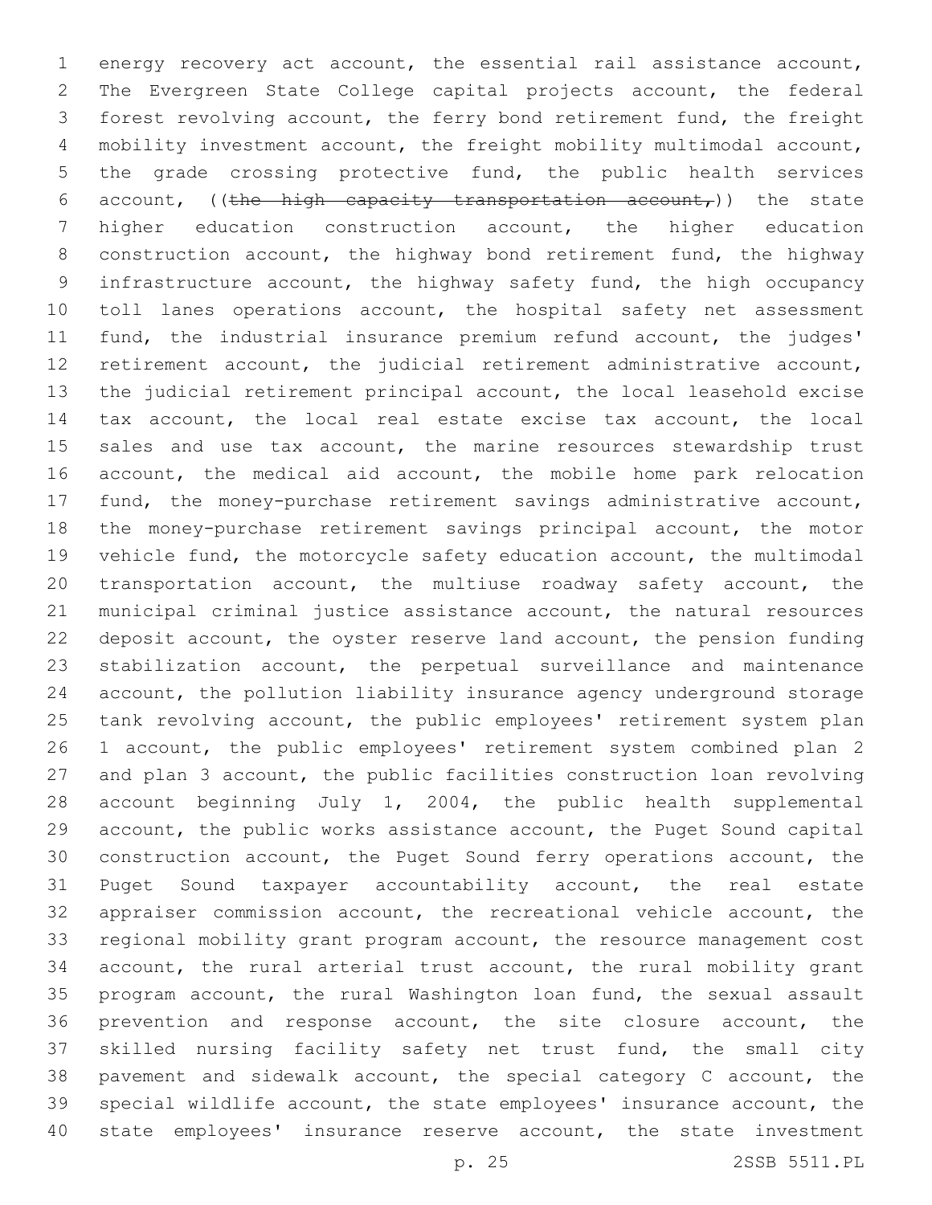energy recovery act account, the essential rail assistance account, The Evergreen State College capital projects account, the federal forest revolving account, the ferry bond retirement fund, the freight mobility investment account, the freight mobility multimodal account, the grade crossing protective fund, the public health services account, ((~~the high capacity transportation account,~~)) the state higher education construction account, the higher education construction account, the highway bond retirement fund, the highway infrastructure account, the highway safety fund, the high occupancy toll lanes operations account, the hospital safety net assessment fund, the industrial insurance premium refund account, the judges' retirement account, the judicial retirement administrative account, the judicial retirement principal account, the local leasehold excise tax account, the local real estate excise tax account, the local sales and use tax account, the marine resources stewardship trust account, the medical aid account, the mobile home park relocation fund, the money-purchase retirement savings administrative account, the money-purchase retirement savings principal account, the motor vehicle fund, the motorcycle safety education account, the multimodal transportation account, the multiuse roadway safety account, the municipal criminal justice assistance account, the natural resources deposit account, the oyster reserve land account, the pension funding stabilization account, the perpetual surveillance and maintenance account, the pollution liability insurance agency underground storage tank revolving account, the public employees' retirement system plan 1 account, the public employees' retirement system combined plan 2 and plan 3 account, the public facilities construction loan revolving account beginning July 1, 2004, the public health supplemental account, the public works assistance account, the Puget Sound capital construction account, the Puget Sound ferry operations account, the Puget Sound taxpayer accountability account, the real estate appraiser commission account, the recreational vehicle account, the regional mobility grant program account, the resource management cost account, the rural arterial trust account, the rural mobility grant program account, the rural Washington loan fund, the sexual assault prevention and response account, the site closure account, the skilled nursing facility safety net trust fund, the small city pavement and sidewalk account, the special category C account, the special wildlife account, the state employees' insurance account, the state employees' insurance reserve account, the state investment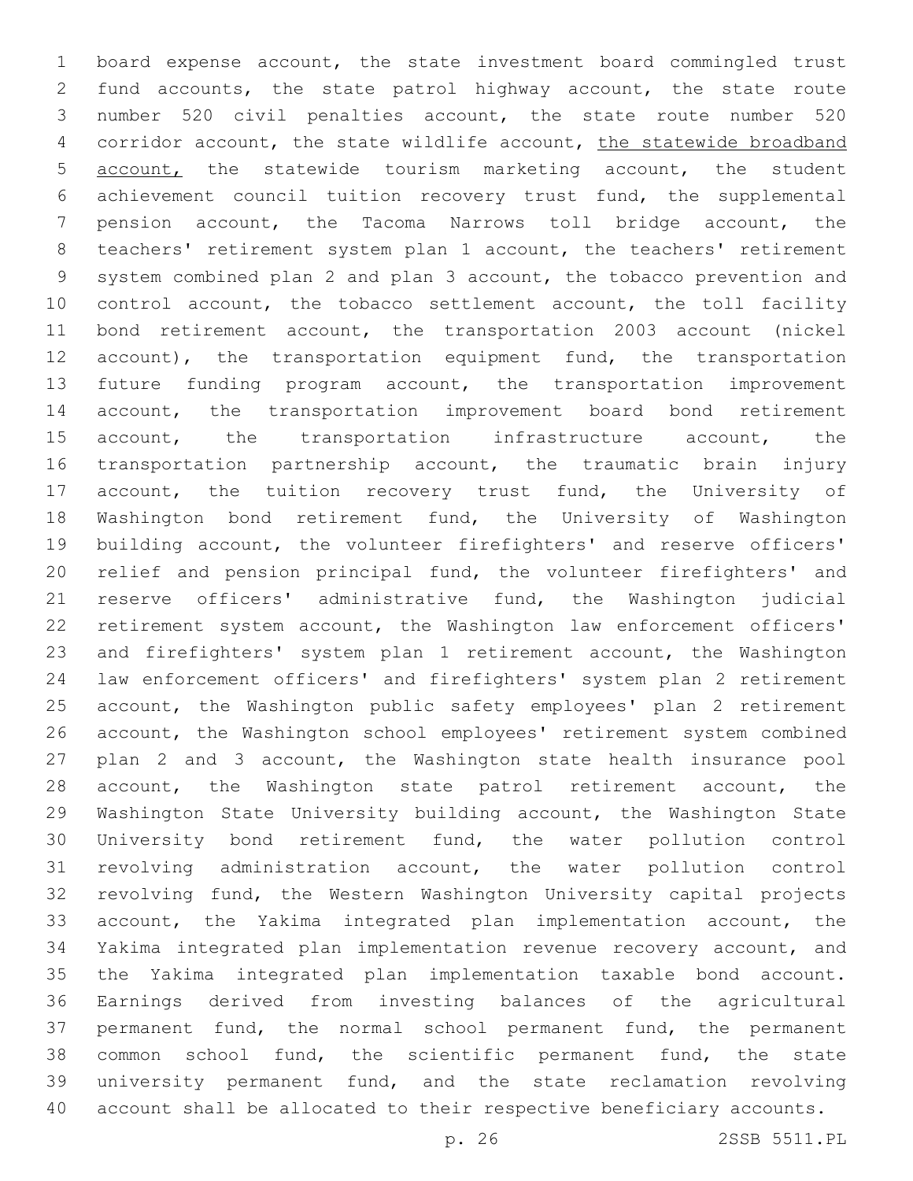board expense account, the state investment board commingled trust fund accounts, the state patrol highway account, the state route number 520 civil penalties account, the state route number 520 corridor account, the state wildlife account, <u>the statewide broadband account,</u> the statewide tourism marketing account, the student achievement council tuition recovery trust fund, the supplemental pension account, the Tacoma Narrows toll bridge account, the teachers' retirement system plan 1 account, the teachers' retirement system combined plan 2 and plan 3 account, the tobacco prevention and control account, the tobacco settlement account, the toll facility bond retirement account, the transportation 2003 account (nickel account), the transportation equipment fund, the transportation future funding program account, the transportation improvement account, the transportation improvement board bond retirement account, the transportation infrastructure account, the transportation partnership account, the traumatic brain injury account, the tuition recovery trust fund, the University of Washington bond retirement fund, the University of Washington building account, the volunteer firefighters' and reserve officers' relief and pension principal fund, the volunteer firefighters' and reserve officers' administrative fund, the Washington judicial retirement system account, the Washington law enforcement officers' and firefighters' system plan 1 retirement account, the Washington law enforcement officers' and firefighters' system plan 2 retirement account, the Washington public safety employees' plan 2 retirement account, the Washington school employees' retirement system combined plan 2 and 3 account, the Washington state health insurance pool account, the Washington state patrol retirement account, the Washington State University building account, the Washington State University bond retirement fund, the water pollution control revolving administration account, the water pollution control revolving fund, the Western Washington University capital projects account, the Yakima integrated plan implementation account, the Yakima integrated plan implementation revenue recovery account, and the Yakima integrated plan implementation taxable bond account. Earnings derived from investing balances of the agricultural permanent fund, the normal school permanent fund, the permanent common school fund, the scientific permanent fund, the state university permanent fund, and the state reclamation revolving account shall be allocated to their respective beneficiary accounts.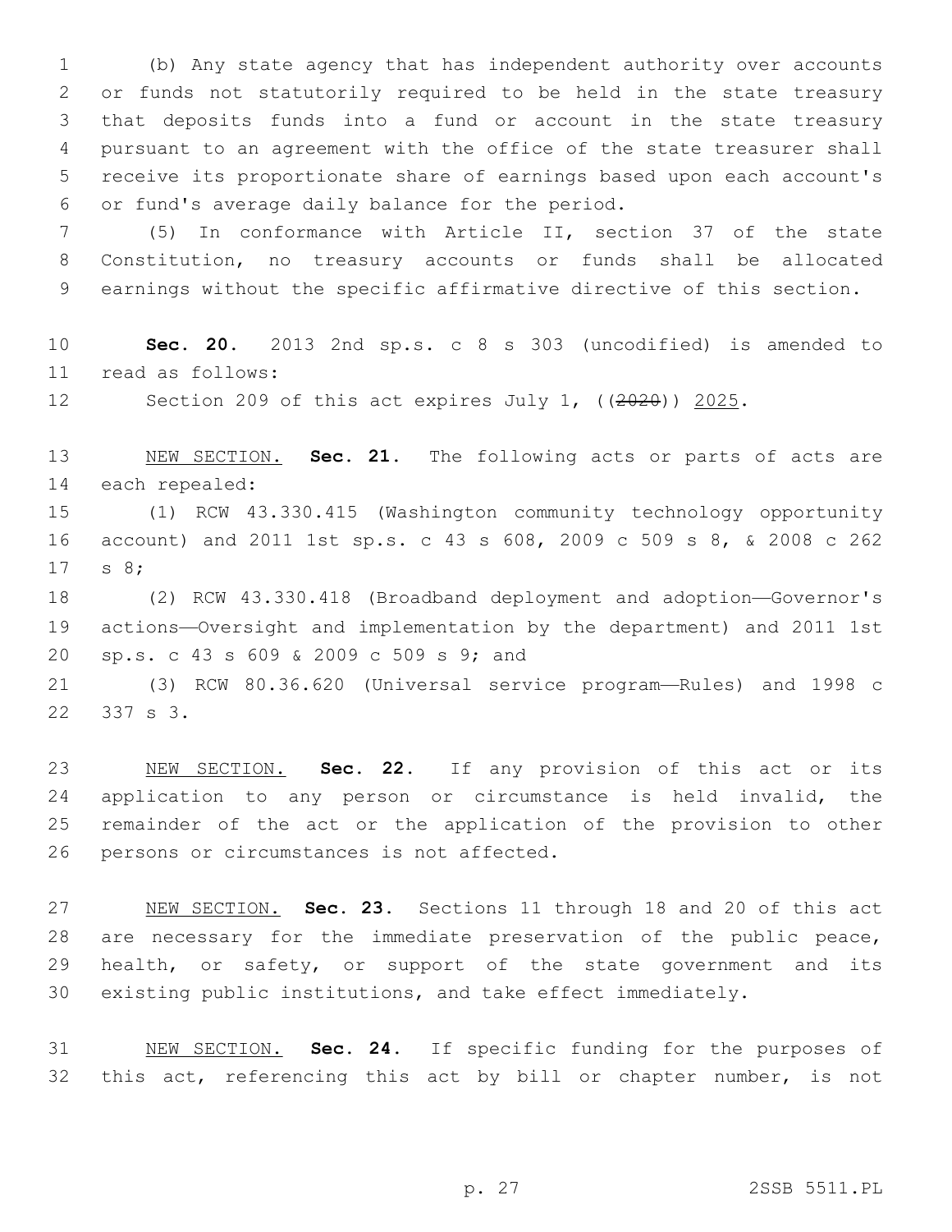(b) Any state agency that has independent authority over accounts or funds not statutorily required to be held in the state treasury that deposits funds into a fund or account in the state treasury pursuant to an agreement with the office of the state treasurer shall receive its proportionate share of earnings based upon each account's or fund's average daily balance for the period.

(5) In conformance with Article II, section 37 of the state Constitution, no treasury accounts or funds shall be allocated earnings without the specific affirmative directive of this section.

**Sec. 20.** 2013 2nd sp.s. c 8 s 303 (uncodified) is amended to read as follows:

Section 209 of this act expires July 1, ((~~2020~~)) <u>2025</u>.

<u>NEW SECTION.</u> **Sec. 21.** The following acts or parts of acts are each repealed:

(1) RCW 43.330.415 (Washington community technology opportunity account) and 2011 1st sp.s. c 43 s 608, 2009 c 509 s 8, & 2008 c 262 s 8;

(2) RCW 43.330.418 (Broadband deployment and adoption—Governor's actions—Oversight and implementation by the department) and 2011 1st sp.s. c 43 s 609 & 2009 c 509 s 9; and

(3) RCW 80.36.620 (Universal service program—Rules) and 1998 c 337 s 3.

<u>NEW SECTION.</u> **Sec. 22.** If any provision of this act or its application to any person or circumstance is held invalid, the remainder of the act or the application of the provision to other persons or circumstances is not affected.

<u>NEW SECTION.</u> **Sec. 23.** Sections 11 through 18 and 20 of this act are necessary for the immediate preservation of the public peace, health, or safety, or support of the state government and its existing public institutions, and take effect immediately.

<u>NEW SECTION.</u> **Sec. 24.** If specific funding for the purposes of this act, referencing this act by bill or chapter number, is not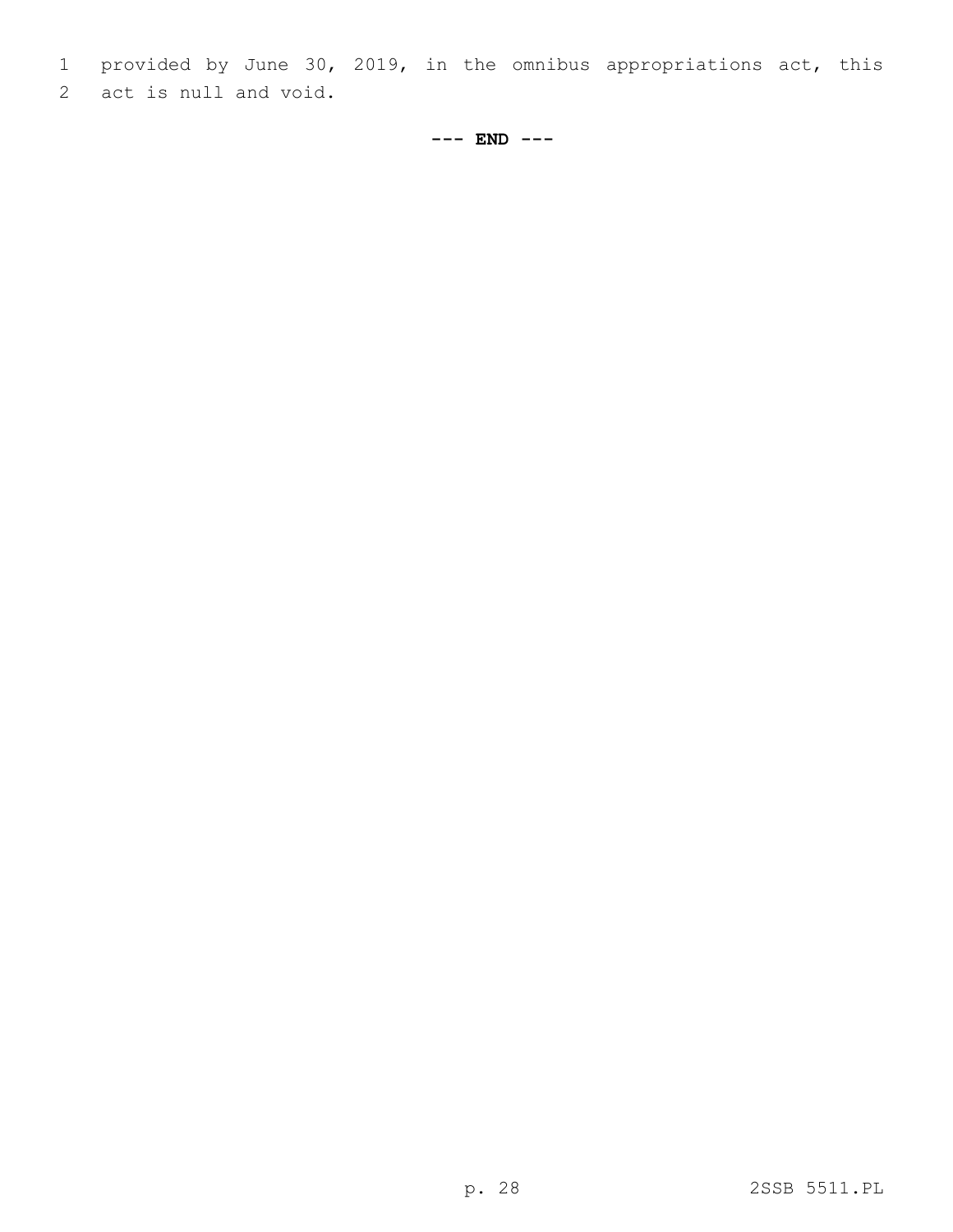provided by June 30, 2019, in the omnibus appropriations act, this act is null and void.

--- END ---